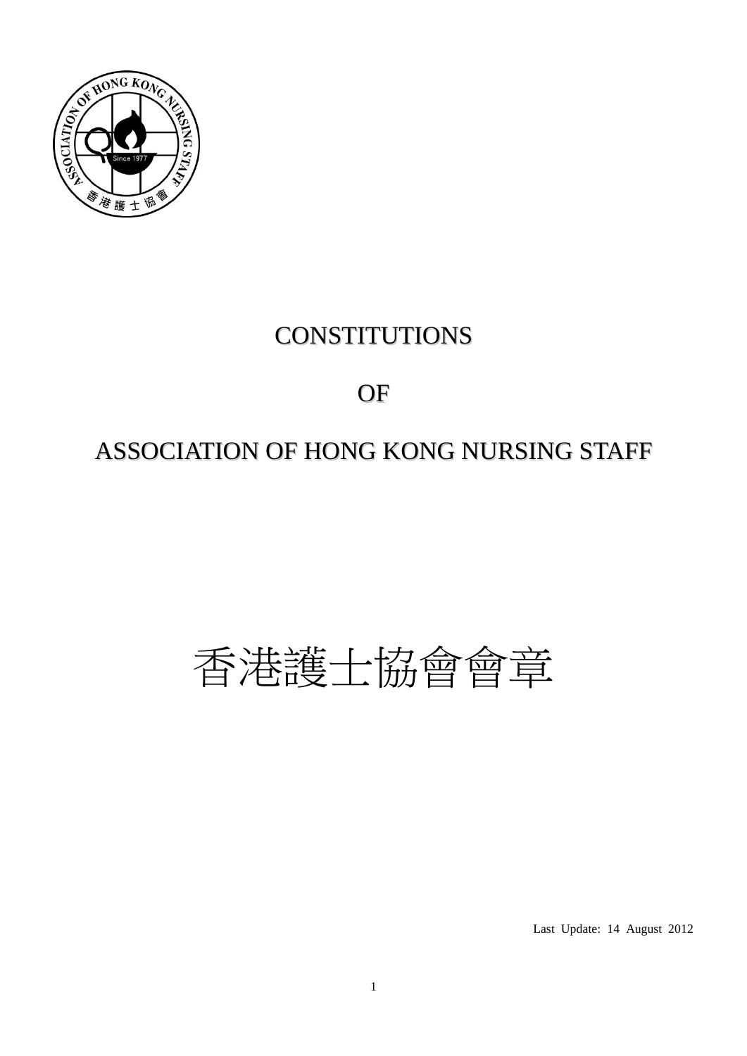# CONSTITUTIONS

# OF

# ASSOCIATION OF HONG KONG NURSING STAFF

# 香港護士協會會章

Last Update: 14 August 2012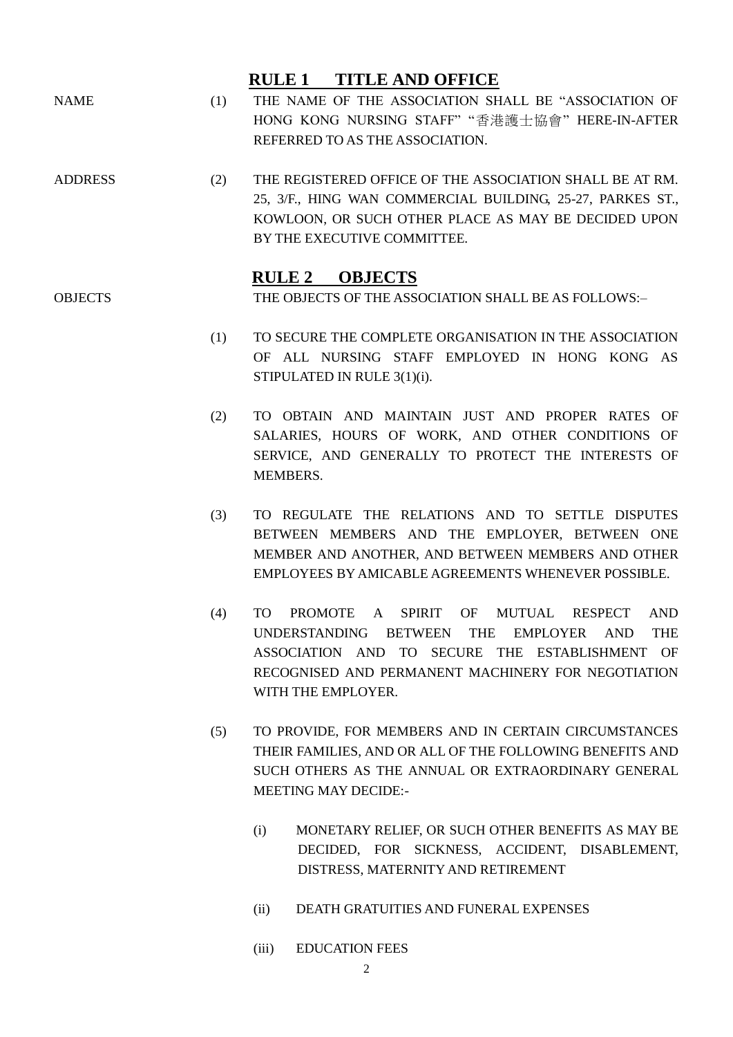## RULE 1 TITLE AND OFFICE

NAME

(1) THE NAME OF THE ASSOCIATION SHALL BE "ASSOCIATION OF HONG KONG NURSING STAFF" "香港護士協會" HERE-IN-AFTER REFERRED TO AS THE ASSOCIATION.

ADDRESS

(2) THE REGISTERED OFFICE OF THE ASSOCIATION SHALL BE AT RM. 25, 3/F., HING WAN COMMERCIAL BUILDING, 25-27, PARKES ST., KOWLOON, OR SUCH OTHER PLACE AS MAY BE DECIDED UPON BY THE EXECUTIVE COMMITTEE.

## RULE 2 OBJECTS

OBJECTS

THE OBJECTS OF THE ASSOCIATION SHALL BE AS FOLLOWS:–

(1) TO SECURE THE COMPLETE ORGANISATION IN THE ASSOCIATION OF ALL NURSING STAFF EMPLOYED IN HONG KONG AS STIPULATED IN RULE 3(1)(i).

(2) TO OBTAIN AND MAINTAIN JUST AND PROPER RATES OF SALARIES, HOURS OF WORK, AND OTHER CONDITIONS OF SERVICE, AND GENERALLY TO PROTECT THE INTERESTS OF MEMBERS.

(3) TO REGULATE THE RELATIONS AND TO SETTLE DISPUTES BETWEEN MEMBERS AND THE EMPLOYER, BETWEEN ONE MEMBER AND ANOTHER, AND BETWEEN MEMBERS AND OTHER EMPLOYEES BY AMICABLE AGREEMENTS WHENEVER POSSIBLE.

(4) TO PROMOTE A SPIRIT OF MUTUAL RESPECT AND UNDERSTANDING BETWEEN THE EMPLOYER AND THE ASSOCIATION AND TO SECURE THE ESTABLISHMENT OF RECOGNISED AND PERMANENT MACHINERY FOR NEGOTIATION WITH THE EMPLOYER.

(5) TO PROVIDE, FOR MEMBERS AND IN CERTAIN CIRCUMSTANCES THEIR FAMILIES, AND OR ALL OF THE FOLLOWING BENEFITS AND SUCH OTHERS AS THE ANNUAL OR EXTRAORDINARY GENERAL MEETING MAY DECIDE:-

(i) MONETARY RELIEF, OR SUCH OTHER BENEFITS AS MAY BE DECIDED, FOR SICKNESS, ACCIDENT, DISABLEMENT, DISTRESS, MATERNITY AND RETIREMENT

(ii) DEATH GRATUITIES AND FUNERAL EXPENSES

(iii) EDUCATION FEES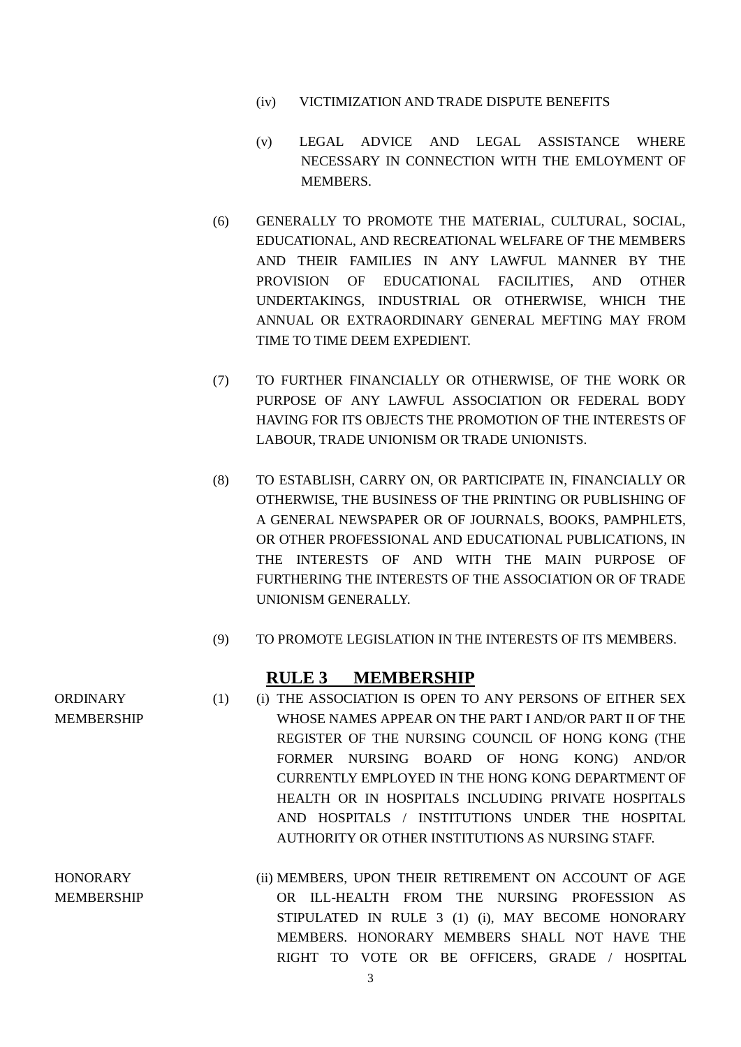(iv) VICTIMIZATION AND TRADE DISPUTE BENEFITS

(v) LEGAL ADVICE AND LEGAL ASSISTANCE WHERE NECESSARY IN CONNECTION WITH THE EMLOYMENT OF MEMBERS.

(6) GENERALLY TO PROMOTE THE MATERIAL, CULTURAL, SOCIAL, EDUCATIONAL, AND RECREATIONAL WELFARE OF THE MEMBERS AND THEIR FAMILIES IN ANY LAWFUL MANNER BY THE PROVISION OF EDUCATIONAL FACILITIES, AND OTHER UNDERTAKINGS, INDUSTRIAL OR OTHERWISE, WHICH THE ANNUAL OR EXTRAORDINARY GENERAL MEFTING MAY FROM TIME TO TIME DEEM EXPEDIENT.

(7) TO FURTHER FINANCIALLY OR OTHERWISE, OF THE WORK OR PURPOSE OF ANY LAWFUL ASSOCIATION OR FEDERAL BODY HAVING FOR ITS OBJECTS THE PROMOTION OF THE INTERESTS OF LABOUR, TRADE UNIONISM OR TRADE UNIONISTS.

(8) TO ESTABLISH, CARRY ON, OR PARTICIPATE IN, FINANCIALLY OR OTHERWISE, THE BUSINESS OF THE PRINTING OR PUBLISHING OF A GENERAL NEWSPAPER OR OF JOURNALS, BOOKS, PAMPHLETS, OR OTHER PROFESSIONAL AND EDUCATIONAL PUBLICATIONS, IN THE INTERESTS OF AND WITH THE MAIN PURPOSE OF FURTHERING THE INTERESTS OF THE ASSOCIATION OR OF TRADE UNIONISM GENERALLY.

(9) TO PROMOTE LEGISLATION IN THE INTERESTS OF ITS MEMBERS.

## RULE 3 MEMBERSHIP

ORDINARY MEMBERSHIP

(1) (i) THE ASSOCIATION IS OPEN TO ANY PERSONS OF EITHER SEX WHOSE NAMES APPEAR ON THE PART I AND/OR PART II OF THE REGISTER OF THE NURSING COUNCIL OF HONG KONG (THE FORMER NURSING BOARD OF HONG KONG) AND/OR CURRENTLY EMPLOYED IN THE HONG KONG DEPARTMENT OF HEALTH OR IN HOSPITALS INCLUDING PRIVATE HOSPITALS AND HOSPITALS / INSTITUTIONS UNDER THE HOSPITAL AUTHORITY OR OTHER INSTITUTIONS AS NURSING STAFF.

HONORARY MEMBERSHIP

(ii) MEMBERS, UPON THEIR RETIREMENT ON ACCOUNT OF AGE OR ILL-HEALTH FROM THE NURSING PROFESSION AS STIPULATED IN RULE 3 (1) (i), MAY BECOME HONORARY MEMBERS. HONORARY MEMBERS SHALL NOT HAVE THE RIGHT TO VOTE OR BE OFFICERS, GRADE / HOSPITAL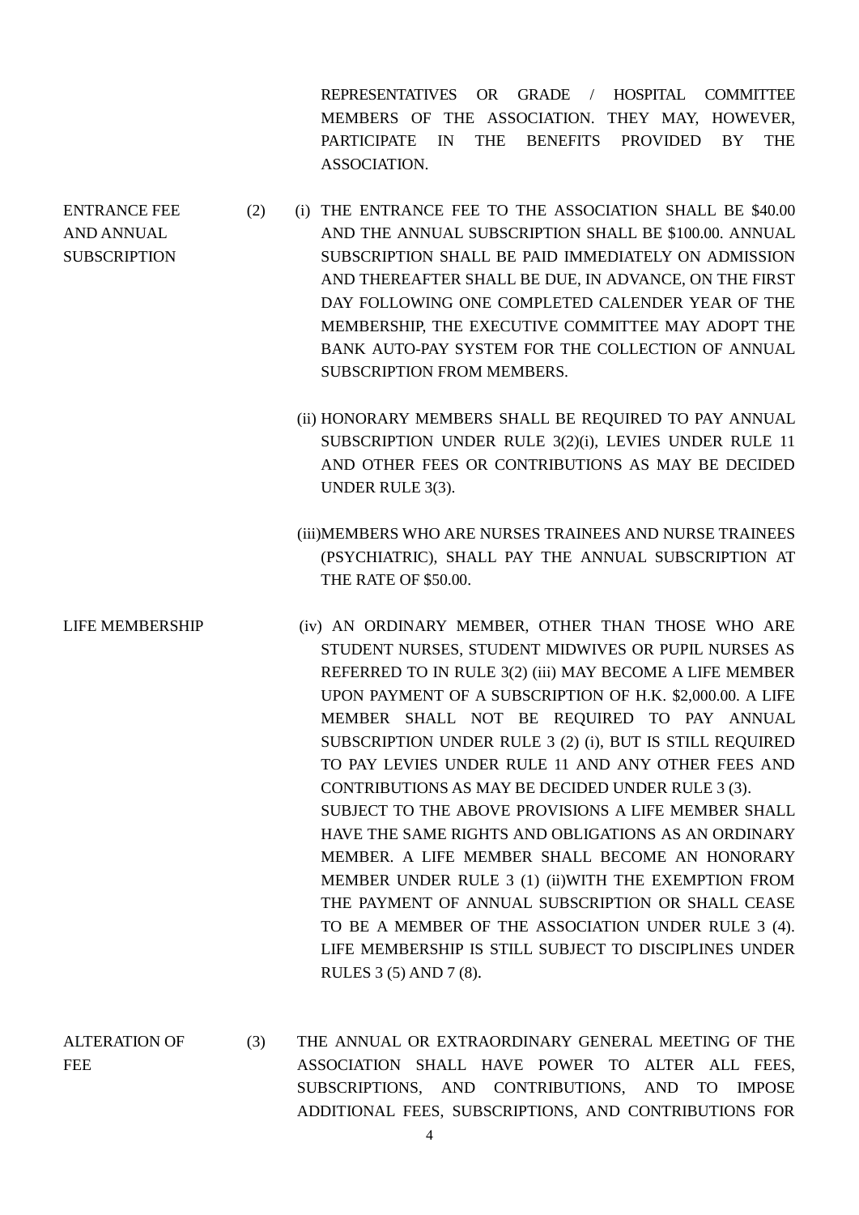REPRESENTATIVES OR GRADE / HOSPITAL COMMITTEE MEMBERS OF THE ASSOCIATION. THEY MAY, HOWEVER, PARTICIPATE IN THE BENEFITS PROVIDED BY THE ASSOCIATION.

**ENTRANCE FEE AND ANNUAL SUBSCRIPTION**

(2) (i) THE ENTRANCE FEE TO THE ASSOCIATION SHALL BE $40.00 AND THE ANNUAL SUBSCRIPTION SHALL BE $100.00. ANNUAL SUBSCRIPTION SHALL BE PAID IMMEDIATELY ON ADMISSION AND THEREAFTER SHALL BE DUE, IN ADVANCE, ON THE FIRST DAY FOLLOWING ONE COMPLETED CALENDER YEAR OF THE MEMBERSHIP, THE EXECUTIVE COMMITTEE MAY ADOPT THE BANK AUTO-PAY SYSTEM FOR THE COLLECTION OF ANNUAL SUBSCRIPTION FROM MEMBERS.

(ii) HONORARY MEMBERS SHALL BE REQUIRED TO PAY ANNUAL SUBSCRIPTION UNDER RULE 3(2)(i), LEVIES UNDER RULE 11 AND OTHER FEES OR CONTRIBUTIONS AS MAY BE DECIDED UNDER RULE 3(3).

(iii) MEMBERS WHO ARE NURSES TRAINEES AND NURSE TRAINEES (PSYCHIATRIC), SHALL PAY THE ANNUAL SUBSCRIPTION AT THE RATE OF $50.00.

**LIFE MEMBERSHIP**

(iv) AN ORDINARY MEMBER, OTHER THAN THOSE WHO ARE STUDENT NURSES, STUDENT MIDWIVES OR PUPIL NURSES AS REFERRED TO IN RULE 3(2) (iii) MAY BECOME A LIFE MEMBER UPON PAYMENT OF A SUBSCRIPTION OF H.K. $2,000.00. A LIFE MEMBER SHALL NOT BE REQUIRED TO PAY ANNUAL SUBSCRIPTION UNDER RULE 3 (2) (i), BUT IS STILL REQUIRED TO PAY LEVIES UNDER RULE 11 AND ANY OTHER FEES AND CONTRIBUTIONS AS MAY BE DECIDED UNDER RULE 3 (3).
SUBJECT TO THE ABOVE PROVISIONS A LIFE MEMBER SHALL HAVE THE SAME RIGHTS AND OBLIGATIONS AS AN ORDINARY MEMBER. A LIFE MEMBER SHALL BECOME AN HONORARY MEMBER UNDER RULE 3 (1) (ii)WITH THE EXEMPTION FROM THE PAYMENT OF ANNUAL SUBSCRIPTION OR SHALL CEASE TO BE A MEMBER OF THE ASSOCIATION UNDER RULE 3 (4). LIFE MEMBERSHIP IS STILL SUBJECT TO DISCIPLINES UNDER RULES 3 (5) AND 7 (8).

**ALTERATION OF FEE**

(3) THE ANNUAL OR EXTRAORDINARY GENERAL MEETING OF THE ASSOCIATION SHALL HAVE POWER TO ALTER ALL FEES, SUBSCRIPTIONS, AND CONTRIBUTIONS, AND TO IMPOSE ADDITIONAL FEES, SUBSCRIPTIONS, AND CONTRIBUTIONS FOR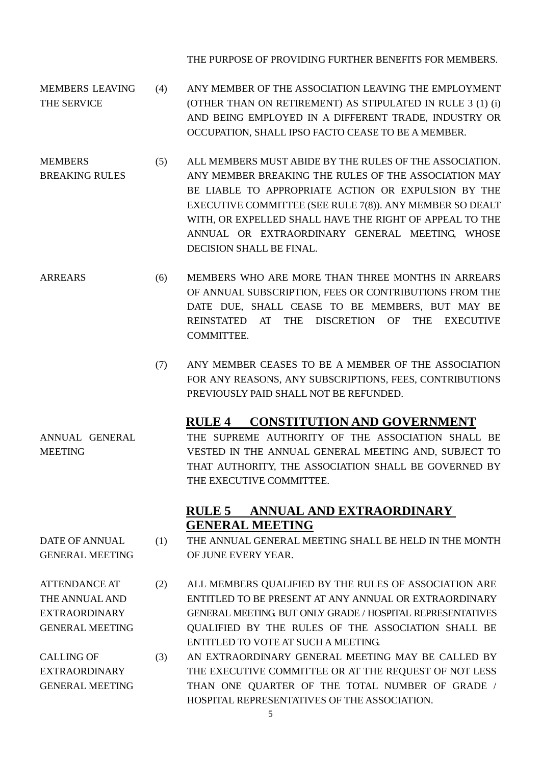THE PURPOSE OF PROVIDING FURTHER BENEFITS FOR MEMBERS.

**MEMBERS LEAVING THE SERVICE**

(4) ANY MEMBER OF THE ASSOCIATION LEAVING THE EMPLOYMENT (OTHER THAN ON RETIREMENT) AS STIPULATED IN RULE 3 (1) (i) AND BEING EMPLOYED IN A DIFFERENT TRADE, INDUSTRY OR OCCUPATION, SHALL IPSO FACTO CEASE TO BE A MEMBER.

**MEMBERS BREAKING RULES**

(5) ALL MEMBERS MUST ABIDE BY THE RULES OF THE ASSOCIATION. ANY MEMBER BREAKING THE RULES OF THE ASSOCIATION MAY BE LIABLE TO APPROPRIATE ACTION OR EXPULSION BY THE EXECUTIVE COMMITTEE (SEE RULE 7(8)). ANY MEMBER SO DEALT WITH, OR EXPELLED SHALL HAVE THE RIGHT OF APPEAL TO THE ANNUAL OR EXTRAORDINARY GENERAL MEETING, WHOSE DECISION SHALL BE FINAL.

**ARREARS**

(6) MEMBERS WHO ARE MORE THAN THREE MONTHS IN ARREARS OF ANNUAL SUBSCRIPTION, FEES OR CONTRIBUTIONS FROM THE DATE DUE, SHALL CEASE TO BE MEMBERS, BUT MAY BE REINSTATED AT THE DISCRETION OF THE EXECUTIVE COMMITTEE.

(7) ANY MEMBER CEASES TO BE A MEMBER OF THE ASSOCIATION FOR ANY REASONS, ANY SUBSCRIPTIONS, FEES, CONTRIBUTIONS PREVIOUSLY PAID SHALL NOT BE REFUNDED.

## RULE 4 CONSTITUTION AND GOVERNMENT

**ANNUAL GENERAL MEETING**

THE SUPREME AUTHORITY OF THE ASSOCIATION SHALL BE VESTED IN THE ANNUAL GENERAL MEETING AND, SUBJECT TO THAT AUTHORITY, THE ASSOCIATION SHALL BE GOVERNED BY THE EXECUTIVE COMMITTEE.

## RULE 5 ANNUAL AND EXTRAORDINARY GENERAL MEETING

**DATE OF ANNUAL GENERAL MEETING**

(1) THE ANNUAL GENERAL MEETING SHALL BE HELD IN THE MONTH OF JUNE EVERY YEAR.

**ATTENDANCE AT THE ANNUAL AND EXTRAORDINARY GENERAL MEETING**

(2) ALL MEMBERS QUALIFIED BY THE RULES OF ASSOCIATION ARE ENTITLED TO BE PRESENT AT ANY ANNUAL OR EXTRAORDINARY GENERAL MEETING. BUT ONLY GRADE / HOSPITAL REPRESENTATIVES QUALIFIED BY THE RULES OF THE ASSOCIATION SHALL BE ENTITLED TO VOTE AT SUCH A MEETING.

**CALLING OF EXTRAORDINARY GENERAL MEETING**

(3) AN EXTRAORDINARY GENERAL MEETING MAY BE CALLED BY THE EXECUTIVE COMMITTEE OR AT THE REQUEST OF NOT LESS THAN ONE QUARTER OF THE TOTAL NUMBER OF GRADE / HOSPITAL REPRESENTATIVES OF THE ASSOCIATION.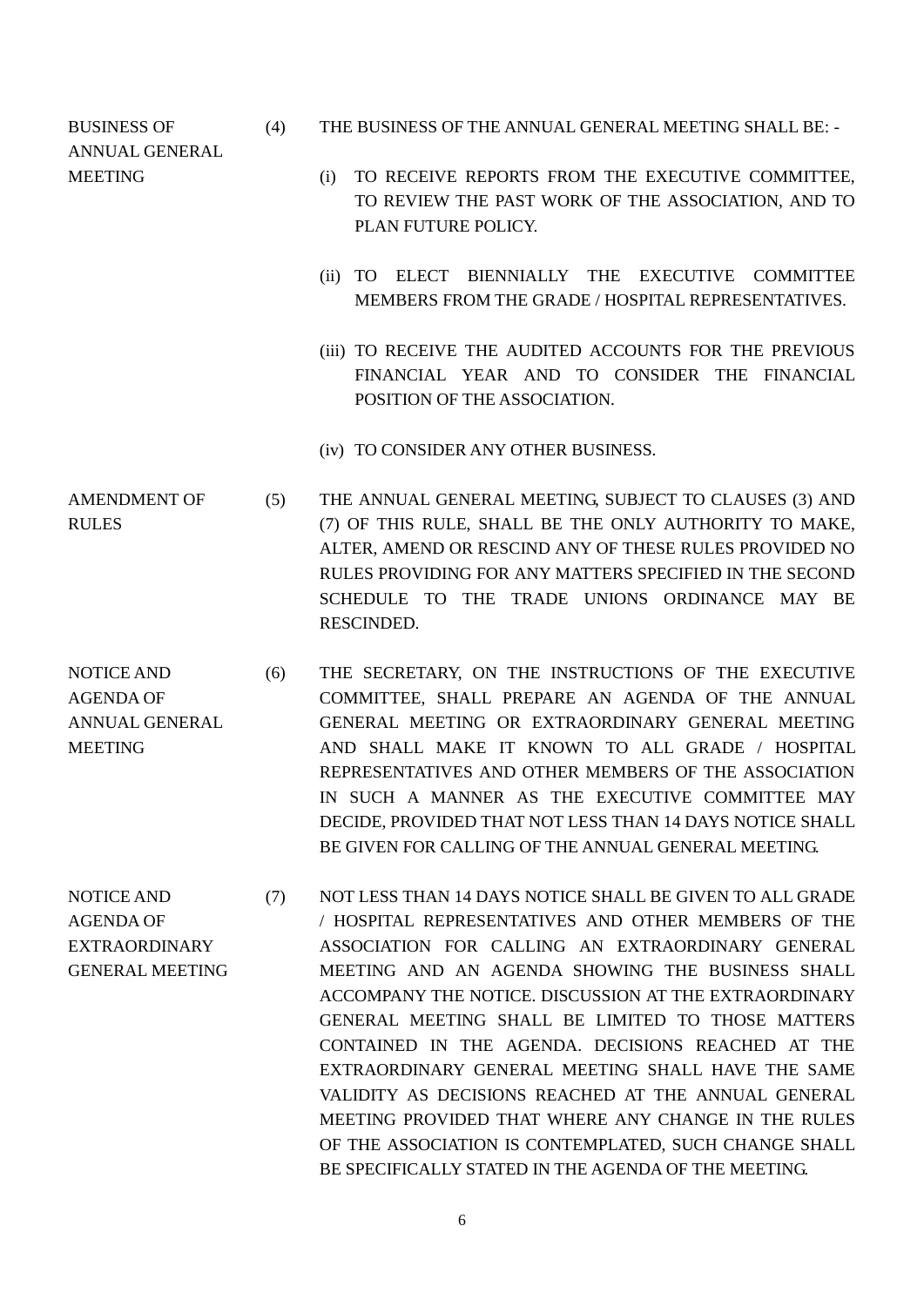**BUSINESS OF ANNUAL GENERAL MEETING**

(4) THE BUSINESS OF THE ANNUAL GENERAL MEETING SHALL BE: -

(i) TO RECEIVE REPORTS FROM THE EXECUTIVE COMMITTEE, TO REVIEW THE PAST WORK OF THE ASSOCIATION, AND TO PLAN FUTURE POLICY.

(ii) TO ELECT BIENNIALLY THE EXECUTIVE COMMITTEE MEMBERS FROM THE GRADE / HOSPITAL REPRESENTATIVES.

(iii) TO RECEIVE THE AUDITED ACCOUNTS FOR THE PREVIOUS FINANCIAL YEAR AND TO CONSIDER THE FINANCIAL POSITION OF THE ASSOCIATION.

(iv) TO CONSIDER ANY OTHER BUSINESS.

**AMENDMENT OF RULES**

(5) THE ANNUAL GENERAL MEETING, SUBJECT TO CLAUSES (3) AND (7) OF THIS RULE, SHALL BE THE ONLY AUTHORITY TO MAKE, ALTER, AMEND OR RESCIND ANY OF THESE RULES PROVIDED NO RULES PROVIDING FOR ANY MATTERS SPECIFIED IN THE SECOND SCHEDULE TO THE TRADE UNIONS ORDINANCE MAY BE RESCINDED.

**NOTICE AND AGENDA OF ANNUAL GENERAL MEETING**

(6) THE SECRETARY, ON THE INSTRUCTIONS OF THE EXECUTIVE COMMITTEE, SHALL PREPARE AN AGENDA OF THE ANNUAL GENERAL MEETING OR EXTRAORDINARY GENERAL MEETING AND SHALL MAKE IT KNOWN TO ALL GRADE / HOSPITAL REPRESENTATIVES AND OTHER MEMBERS OF THE ASSOCIATION IN SUCH A MANNER AS THE EXECUTIVE COMMITTEE MAY DECIDE, PROVIDED THAT NOT LESS THAN 14 DAYS NOTICE SHALL BE GIVEN FOR CALLING OF THE ANNUAL GENERAL MEETING.

**NOTICE AND AGENDA OF EXTRAORDINARY GENERAL MEETING**

(7) NOT LESS THAN 14 DAYS NOTICE SHALL BE GIVEN TO ALL GRADE / HOSPITAL REPRESENTATIVES AND OTHER MEMBERS OF THE ASSOCIATION FOR CALLING AN EXTRAORDINARY GENERAL MEETING AND AN AGENDA SHOWING THE BUSINESS SHALL ACCOMPANY THE NOTICE. DISCUSSION AT THE EXTRAORDINARY GENERAL MEETING SHALL BE LIMITED TO THOSE MATTERS CONTAINED IN THE AGENDA. DECISIONS REACHED AT THE EXTRAORDINARY GENERAL MEETING SHALL HAVE THE SAME VALIDITY AS DECISIONS REACHED AT THE ANNUAL GENERAL MEETING PROVIDED THAT WHERE ANY CHANGE IN THE RULES OF THE ASSOCIATION IS CONTEMPLATED, SUCH CHANGE SHALL BE SPECIFICALLY STATED IN THE AGENDA OF THE MEETING.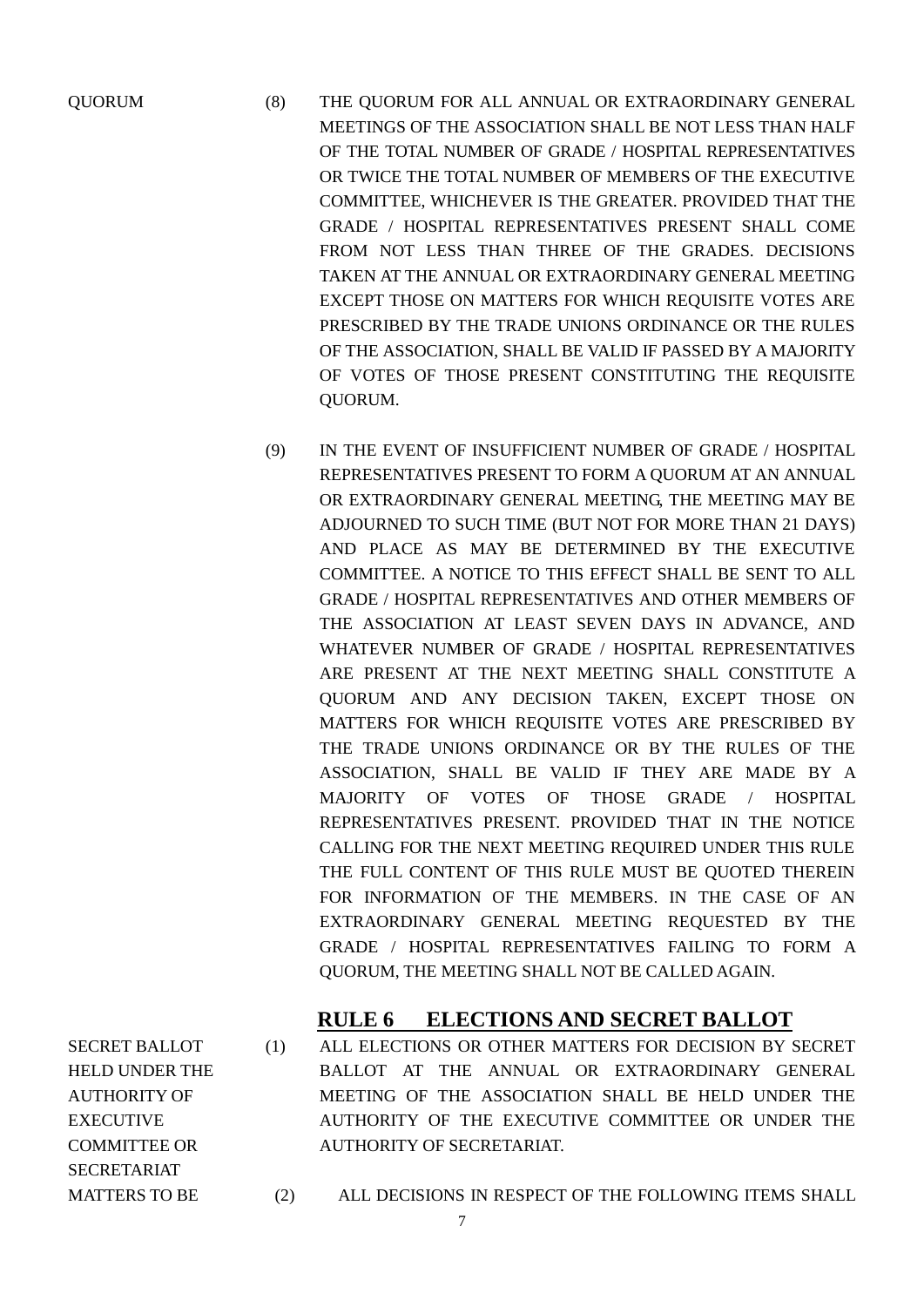QUORUM

(8) THE QUORUM FOR ALL ANNUAL OR EXTRAORDINARY GENERAL MEETINGS OF THE ASSOCIATION SHALL BE NOT LESS THAN HALF OF THE TOTAL NUMBER OF GRADE / HOSPITAL REPRESENTATIVES OR TWICE THE TOTAL NUMBER OF MEMBERS OF THE EXECUTIVE COMMITTEE, WHICHEVER IS THE GREATER. PROVIDED THAT THE GRADE / HOSPITAL REPRESENTATIVES PRESENT SHALL COME FROM NOT LESS THAN THREE OF THE GRADES. DECISIONS TAKEN AT THE ANNUAL OR EXTRAORDINARY GENERAL MEETING EXCEPT THOSE ON MATTERS FOR WHICH REQUISITE VOTES ARE PRESCRIBED BY THE TRADE UNIONS ORDINANCE OR THE RULES OF THE ASSOCIATION, SHALL BE VALID IF PASSED BY A MAJORITY OF VOTES OF THOSE PRESENT CONSTITUTING THE REQUISITE QUORUM.

(9) IN THE EVENT OF INSUFFICIENT NUMBER OF GRADE / HOSPITAL REPRESENTATIVES PRESENT TO FORM A QUORUM AT AN ANNUAL OR EXTRAORDINARY GENERAL MEETING, THE MEETING MAY BE ADJOURNED TO SUCH TIME (BUT NOT FOR MORE THAN 21 DAYS) AND PLACE AS MAY BE DETERMINED BY THE EXECUTIVE COMMITTEE. A NOTICE TO THIS EFFECT SHALL BE SENT TO ALL GRADE / HOSPITAL REPRESENTATIVES AND OTHER MEMBERS OF THE ASSOCIATION AT LEAST SEVEN DAYS IN ADVANCE, AND WHATEVER NUMBER OF GRADE / HOSPITAL REPRESENTATIVES ARE PRESENT AT THE NEXT MEETING SHALL CONSTITUTE A QUORUM AND ANY DECISION TAKEN, EXCEPT THOSE ON MATTERS FOR WHICH REQUISITE VOTES ARE PRESCRIBED BY THE TRADE UNIONS ORDINANCE OR BY THE RULES OF THE ASSOCIATION, SHALL BE VALID IF THEY ARE MADE BY A MAJORITY OF VOTES OF THOSE GRADE / HOSPITAL REPRESENTATIVES PRESENT. PROVIDED THAT IN THE NOTICE CALLING FOR THE NEXT MEETING REQUIRED UNDER THIS RULE THE FULL CONTENT OF THIS RULE MUST BE QUOTED THEREIN FOR INFORMATION OF THE MEMBERS. IN THE CASE OF AN EXTRAORDINARY GENERAL MEETING REQUESTED BY THE GRADE / HOSPITAL REPRESENTATIVES FAILING TO FORM A QUORUM, THE MEETING SHALL NOT BE CALLED AGAIN.

## RULE 6 ELECTIONS AND SECRET BALLOT

SECRET BALLOT HELD UNDER THE AUTHORITY OF EXECUTIVE COMMITTEE OR SECRETARIAT

(1) ALL ELECTIONS OR OTHER MATTERS FOR DECISION BY SECRET BALLOT AT THE ANNUAL OR EXTRAORDINARY GENERAL MEETING OF THE ASSOCIATION SHALL BE HELD UNDER THE AUTHORITY OF THE EXECUTIVE COMMITTEE OR UNDER THE AUTHORITY OF SECRETARIAT.

MATTERS TO BE

(2) ALL DECISIONS IN RESPECT OF THE FOLLOWING ITEMS SHALL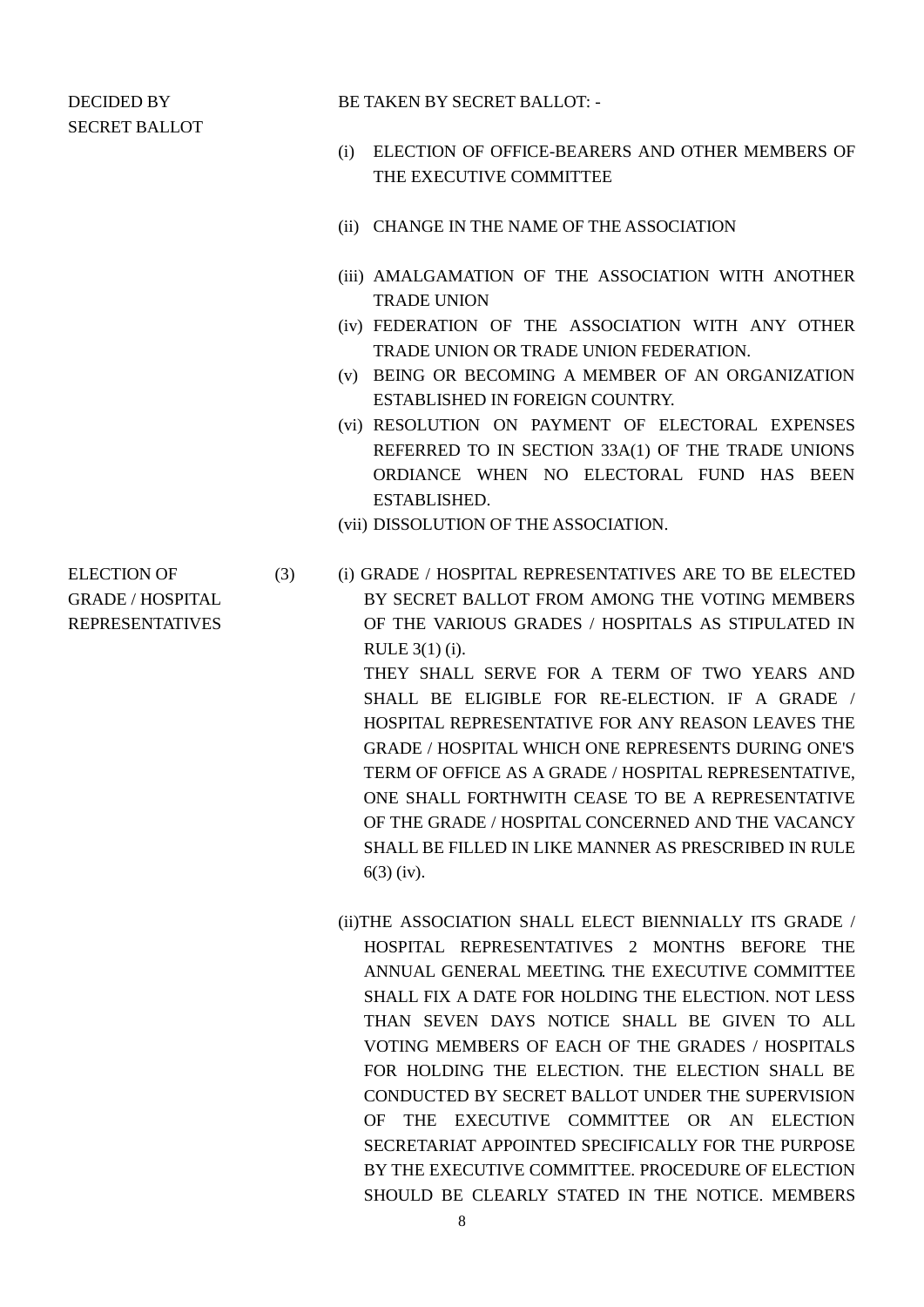DECIDED BY SECRET BALLOT

BE TAKEN BY SECRET BALLOT: -

(i) ELECTION OF OFFICE-BEARERS AND OTHER MEMBERS OF THE EXECUTIVE COMMITTEE

(ii) CHANGE IN THE NAME OF THE ASSOCIATION

(iii) AMALGAMATION OF THE ASSOCIATION WITH ANOTHER TRADE UNION

(iv) FEDERATION OF THE ASSOCIATION WITH ANY OTHER TRADE UNION OR TRADE UNION FEDERATION.

(v) BEING OR BECOMING A MEMBER OF AN ORGANIZATION ESTABLISHED IN FOREIGN COUNTRY.

(vi) RESOLUTION ON PAYMENT OF ELECTORAL EXPENSES REFERRED TO IN SECTION 33A(1) OF THE TRADE UNIONS ORDIANCE WHEN NO ELECTORAL FUND HAS BEEN ESTABLISHED.

(vii) DISSOLUTION OF THE ASSOCIATION.

ELECTION OF GRADE / HOSPITAL REPRESENTATIVES

(3) (i) GRADE / HOSPITAL REPRESENTATIVES ARE TO BE ELECTED BY SECRET BALLOT FROM AMONG THE VOTING MEMBERS OF THE VARIOUS GRADES / HOSPITALS AS STIPULATED IN RULE 3(1) (i).

THEY SHALL SERVE FOR A TERM OF TWO YEARS AND SHALL BE ELIGIBLE FOR RE-ELECTION. IF A GRADE / HOSPITAL REPRESENTATIVE FOR ANY REASON LEAVES THE GRADE / HOSPITAL WHICH ONE REPRESENTS DURING ONE'S TERM OF OFFICE AS A GRADE / HOSPITAL REPRESENTATIVE, ONE SHALL FORTHWITH CEASE TO BE A REPRESENTATIVE OF THE GRADE / HOSPITAL CONCERNED AND THE VACANCY SHALL BE FILLED IN LIKE MANNER AS PRESCRIBED IN RULE 6(3) (iv).

(ii) THE ASSOCIATION SHALL ELECT BIENNIALLY ITS GRADE / HOSPITAL REPRESENTATIVES 2 MONTHS BEFORE THE ANNUAL GENERAL MEETING. THE EXECUTIVE COMMITTEE SHALL FIX A DATE FOR HOLDING THE ELECTION. NOT LESS THAN SEVEN DAYS NOTICE SHALL BE GIVEN TO ALL VOTING MEMBERS OF EACH OF THE GRADES / HOSPITALS FOR HOLDING THE ELECTION. THE ELECTION SHALL BE CONDUCTED BY SECRET BALLOT UNDER THE SUPERVISION OF THE EXECUTIVE COMMITTEE OR AN ELECTION SECRETARIAT APPOINTED SPECIFICALLY FOR THE PURPOSE BY THE EXECUTIVE COMMITTEE. PROCEDURE OF ELECTION SHOULD BE CLEARLY STATED IN THE NOTICE. MEMBERS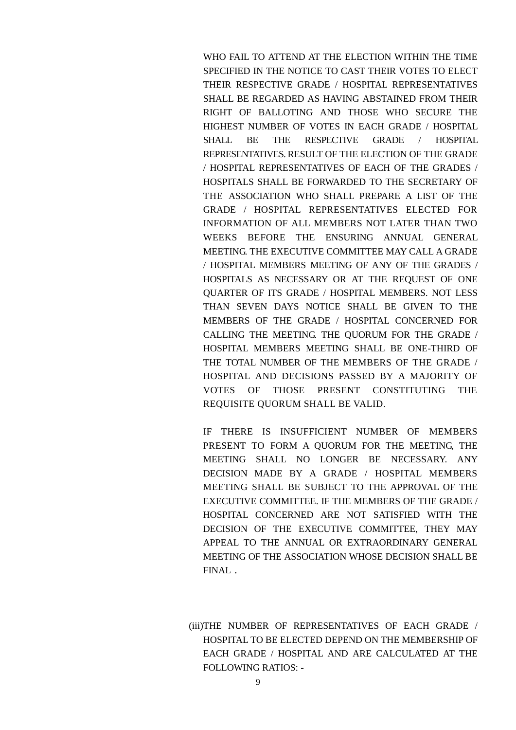WHO FAIL TO ATTEND AT THE ELECTION WITHIN THE TIME SPECIFIED IN THE NOTICE TO CAST THEIR VOTES TO ELECT THEIR RESPECTIVE GRADE / HOSPITAL REPRESENTATIVES SHALL BE REGARDED AS HAVING ABSTAINED FROM THEIR RIGHT OF BALLOTING AND THOSE WHO SECURE THE HIGHEST NUMBER OF VOTES IN EACH GRADE / HOSPITAL SHALL BE THE RESPECTIVE GRADE / HOSPITAL REPRESENTATIVES. RESULT OF THE ELECTION OF THE GRADE / HOSPITAL REPRESENTATIVES OF EACH OF THE GRADES / HOSPITALS SHALL BE FORWARDED TO THE SECRETARY OF THE ASSOCIATION WHO SHALL PREPARE A LIST OF THE GRADE / HOSPITAL REPRESENTATIVES ELECTED FOR INFORMATION OF ALL MEMBERS NOT LATER THAN TWO WEEKS BEFORE THE ENSURING ANNUAL GENERAL MEETING. THE EXECUTIVE COMMITTEE MAY CALL A GRADE / HOSPITAL MEMBERS MEETING OF ANY OF THE GRADES / HOSPITALS AS NECESSARY OR AT THE REQUEST OF ONE QUARTER OF ITS GRADE / HOSPITAL MEMBERS. NOT LESS THAN SEVEN DAYS NOTICE SHALL BE GIVEN TO THE MEMBERS OF THE GRADE / HOSPITAL CONCERNED FOR CALLING THE MEETING. THE QUORUM FOR THE GRADE / HOSPITAL MEMBERS MEETING SHALL BE ONE-THIRD OF THE TOTAL NUMBER OF THE MEMBERS OF THE GRADE / HOSPITAL AND DECISIONS PASSED BY A MAJORITY OF VOTES OF THOSE PRESENT CONSTITUTING THE REQUISITE QUORUM SHALL BE VALID.

IF THERE IS INSUFFICIENT NUMBER OF MEMBERS PRESENT TO FORM A QUORUM FOR THE MEETING, THE MEETING SHALL NO LONGER BE NECESSARY. ANY DECISION MADE BY A GRADE / HOSPITAL MEMBERS MEETING SHALL BE SUBJECT TO THE APPROVAL OF THE EXECUTIVE COMMITTEE. IF THE MEMBERS OF THE GRADE / HOSPITAL CONCERNED ARE NOT SATISFIED WITH THE DECISION OF THE EXECUTIVE COMMITTEE, THEY MAY APPEAL TO THE ANNUAL OR EXTRAORDINARY GENERAL MEETING OF THE ASSOCIATION WHOSE DECISION SHALL BE FINAL .

(iii) THE NUMBER OF REPRESENTATIVES OF EACH GRADE / HOSPITAL TO BE ELECTED DEPEND ON THE MEMBERSHIP OF EACH GRADE / HOSPITAL AND ARE CALCULATED AT THE FOLLOWING RATIOS: -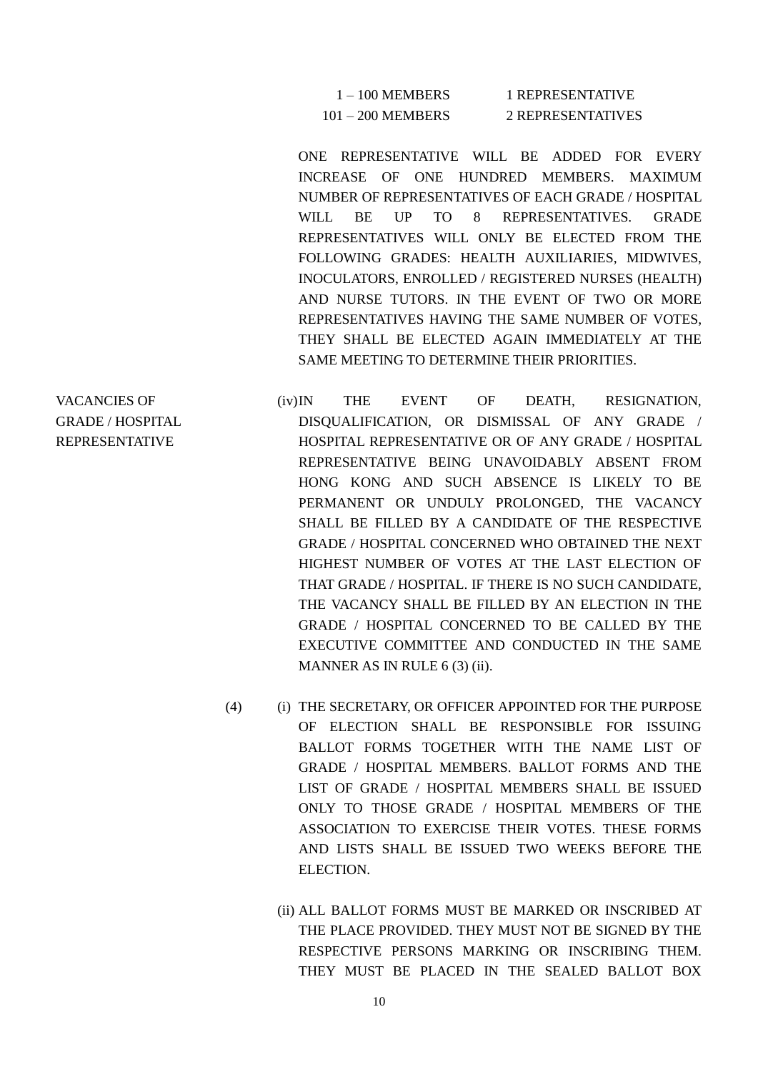| | |
|---|---|
| 1 – 100 MEMBERS | 1 REPRESENTATIVE |
| 101 – 200 MEMBERS | 2 REPRESENTATIVES |

ONE REPRESENTATIVE WILL BE ADDED FOR EVERY INCREASE OF ONE HUNDRED MEMBERS. MAXIMUM NUMBER OF REPRESENTATIVES OF EACH GRADE / HOSPITAL WILL BE UP TO 8 REPRESENTATIVES. GRADE REPRESENTATIVES WILL ONLY BE ELECTED FROM THE FOLLOWING GRADES: HEALTH AUXILIARIES, MIDWIVES, INOCULATORS, ENROLLED / REGISTERED NURSES (HEALTH) AND NURSE TUTORS. IN THE EVENT OF TWO OR MORE REPRESENTATIVES HAVING THE SAME NUMBER OF VOTES, THEY SHALL BE ELECTED AGAIN IMMEDIATELY AT THE SAME MEETING TO DETERMINE THEIR PRIORITIES.

**VACANCIES OF GRADE / HOSPITAL REPRESENTATIVE**

(iv) IN THE EVENT OF DEATH, RESIGNATION, DISQUALIFICATION, OR DISMISSAL OF ANY GRADE / HOSPITAL REPRESENTATIVE OR OF ANY GRADE / HOSPITAL REPRESENTATIVE BEING UNAVOIDABLY ABSENT FROM HONG KONG AND SUCH ABSENCE IS LIKELY TO BE PERMANENT OR UNDULY PROLONGED, THE VACANCY SHALL BE FILLED BY A CANDIDATE OF THE RESPECTIVE GRADE / HOSPITAL CONCERNED WHO OBTAINED THE NEXT HIGHEST NUMBER OF VOTES AT THE LAST ELECTION OF THAT GRADE / HOSPITAL. IF THERE IS NO SUCH CANDIDATE, THE VACANCY SHALL BE FILLED BY AN ELECTION IN THE GRADE / HOSPITAL CONCERNED TO BE CALLED BY THE EXECUTIVE COMMITTEE AND CONDUCTED IN THE SAME MANNER AS IN RULE 6 (3) (ii).

(4) (i) THE SECRETARY, OR OFFICER APPOINTED FOR THE PURPOSE OF ELECTION SHALL BE RESPONSIBLE FOR ISSUING BALLOT FORMS TOGETHER WITH THE NAME LIST OF GRADE / HOSPITAL MEMBERS. BALLOT FORMS AND THE LIST OF GRADE / HOSPITAL MEMBERS SHALL BE ISSUED ONLY TO THOSE GRADE / HOSPITAL MEMBERS OF THE ASSOCIATION TO EXERCISE THEIR VOTES. THESE FORMS AND LISTS SHALL BE ISSUED TWO WEEKS BEFORE THE ELECTION.

(ii) ALL BALLOT FORMS MUST BE MARKED OR INSCRIBED AT THE PLACE PROVIDED. THEY MUST NOT BE SIGNED BY THE RESPECTIVE PERSONS MARKING OR INSCRIBING THEM. THEY MUST BE PLACED IN THE SEALED BALLOT BOX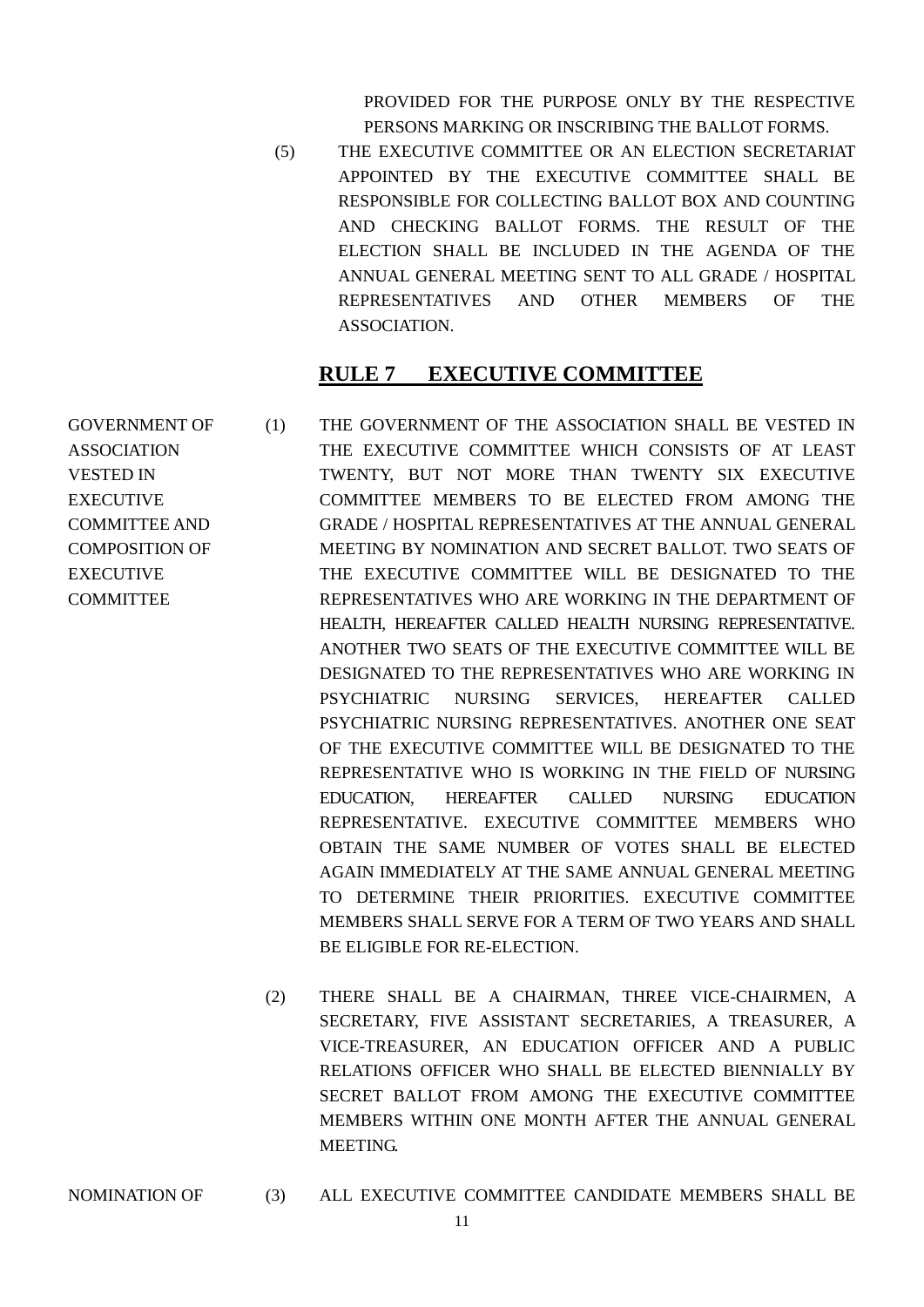PROVIDED FOR THE PURPOSE ONLY BY THE RESPECTIVE PERSONS MARKING OR INSCRIBING THE BALLOT FORMS.

(5) THE EXECUTIVE COMMITTEE OR AN ELECTION SECRETARIAT APPOINTED BY THE EXECUTIVE COMMITTEE SHALL BE RESPONSIBLE FOR COLLECTING BALLOT BOX AND COUNTING AND CHECKING BALLOT FORMS. THE RESULT OF THE ELECTION SHALL BE INCLUDED IN THE AGENDA OF THE ANNUAL GENERAL MEETING SENT TO ALL GRADE / HOSPITAL REPRESENTATIVES AND OTHER MEMBERS OF THE ASSOCIATION.

## **RULE 7 EXECUTIVE COMMITTEE**

GOVERNMENT OF ASSOCIATION VESTED IN EXECUTIVE COMMITTEE AND COMPOSITION OF EXECUTIVE COMMITTEE

(1) THE GOVERNMENT OF THE ASSOCIATION SHALL BE VESTED IN THE EXECUTIVE COMMITTEE WHICH CONSISTS OF AT LEAST TWENTY, BUT NOT MORE THAN TWENTY SIX EXECUTIVE COMMITTEE MEMBERS TO BE ELECTED FROM AMONG THE GRADE / HOSPITAL REPRESENTATIVES AT THE ANNUAL GENERAL MEETING BY NOMINATION AND SECRET BALLOT. TWO SEATS OF THE EXECUTIVE COMMITTEE WILL BE DESIGNATED TO THE REPRESENTATIVES WHO ARE WORKING IN THE DEPARTMENT OF HEALTH, HEREAFTER CALLED HEALTH NURSING REPRESENTATIVE. ANOTHER TWO SEATS OF THE EXECUTIVE COMMITTEE WILL BE DESIGNATED TO THE REPRESENTATIVES WHO ARE WORKING IN PSYCHIATRIC NURSING SERVICES, HEREAFTER CALLED PSYCHIATRIC NURSING REPRESENTATIVES. ANOTHER ONE SEAT OF THE EXECUTIVE COMMITTEE WILL BE DESIGNATED TO THE REPRESENTATIVE WHO IS WORKING IN THE FIELD OF NURSING EDUCATION, HEREAFTER CALLED NURSING EDUCATION REPRESENTATIVE. EXECUTIVE COMMITTEE MEMBERS WHO OBTAIN THE SAME NUMBER OF VOTES SHALL BE ELECTED AGAIN IMMEDIATELY AT THE SAME ANNUAL GENERAL MEETING TO DETERMINE THEIR PRIORITIES. EXECUTIVE COMMITTEE MEMBERS SHALL SERVE FOR A TERM OF TWO YEARS AND SHALL BE ELIGIBLE FOR RE-ELECTION.

(2) THERE SHALL BE A CHAIRMAN, THREE VICE-CHAIRMEN, A SECRETARY, FIVE ASSISTANT SECRETARIES, A TREASURER, A VICE-TREASURER, AN EDUCATION OFFICER AND A PUBLIC RELATIONS OFFICER WHO SHALL BE ELECTED BIENNIALLY BY SECRET BALLOT FROM AMONG THE EXECUTIVE COMMITTEE MEMBERS WITHIN ONE MONTH AFTER THE ANNUAL GENERAL MEETING.

NOMINATION OF

(3) ALL EXECUTIVE COMMITTEE CANDIDATE MEMBERS SHALL BE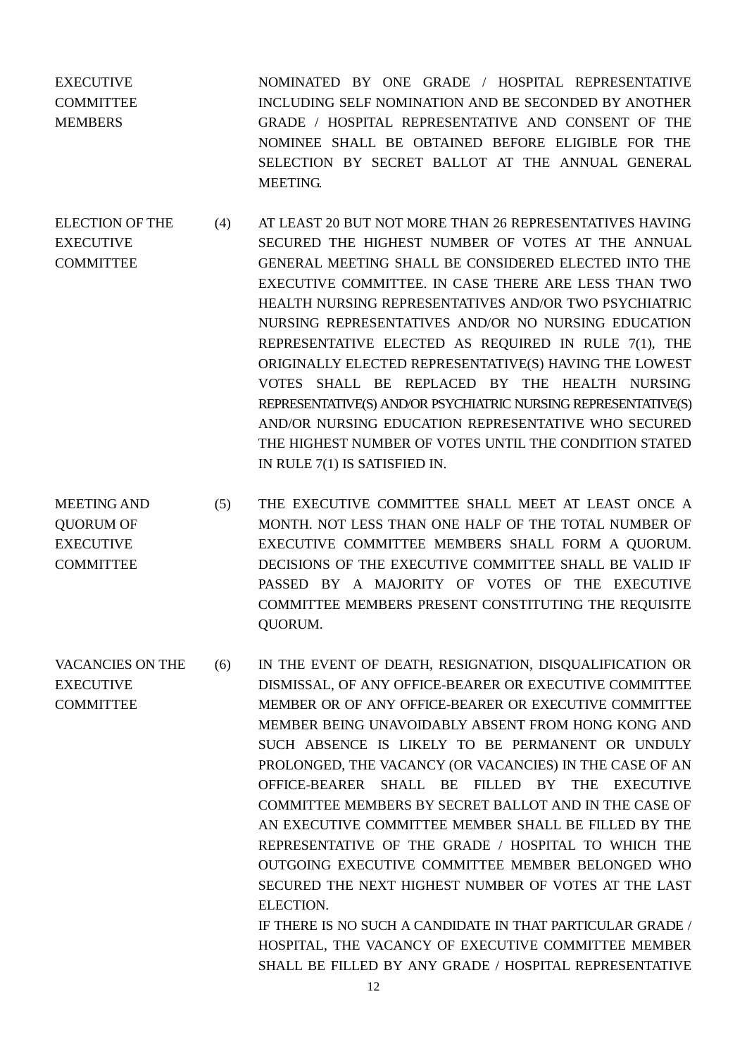**EXECUTIVE COMMITTEE MEMBERS**

NOMINATED BY ONE GRADE / HOSPITAL REPRESENTATIVE INCLUDING SELF NOMINATION AND BE SECONDED BY ANOTHER GRADE / HOSPITAL REPRESENTATIVE AND CONSENT OF THE NOMINEE SHALL BE OBTAINED BEFORE ELIGIBLE FOR THE SELECTION BY SECRET BALLOT AT THE ANNUAL GENERAL MEETING.

**ELECTION OF THE EXECUTIVE COMMITTEE**

(4) AT LEAST 20 BUT NOT MORE THAN 26 REPRESENTATIVES HAVING SECURED THE HIGHEST NUMBER OF VOTES AT THE ANNUAL GENERAL MEETING SHALL BE CONSIDERED ELECTED INTO THE EXECUTIVE COMMITTEE. IN CASE THERE ARE LESS THAN TWO HEALTH NURSING REPRESENTATIVES AND/OR TWO PSYCHIATRIC NURSING REPRESENTATIVES AND/OR NO NURSING EDUCATION REPRESENTATIVE ELECTED AS REQUIRED IN RULE 7(1), THE ORIGINALLY ELECTED REPRESENTATIVE(S) HAVING THE LOWEST VOTES SHALL BE REPLACED BY THE HEALTH NURSING REPRESENTATIVE(S) AND/OR PSYCHIATRIC NURSING REPRESENTATIVE(S) AND/OR NURSING EDUCATION REPRESENTATIVE WHO SECURED THE HIGHEST NUMBER OF VOTES UNTIL THE CONDITION STATED IN RULE 7(1) IS SATISFIED IN.

**MEETING AND QUORUM OF EXECUTIVE COMMITTEE**

(5) THE EXECUTIVE COMMITTEE SHALL MEET AT LEAST ONCE A MONTH. NOT LESS THAN ONE HALF OF THE TOTAL NUMBER OF EXECUTIVE COMMITTEE MEMBERS SHALL FORM A QUORUM. DECISIONS OF THE EXECUTIVE COMMITTEE SHALL BE VALID IF PASSED BY A MAJORITY OF VOTES OF THE EXECUTIVE COMMITTEE MEMBERS PRESENT CONSTITUTING THE REQUISITE QUORUM.

**VACANCIES ON THE EXECUTIVE COMMITTEE**

(6) IN THE EVENT OF DEATH, RESIGNATION, DISQUALIFICATION OR DISMISSAL, OF ANY OFFICE-BEARER OR EXECUTIVE COMMITTEE MEMBER OR OF ANY OFFICE-BEARER OR EXECUTIVE COMMITTEE MEMBER BEING UNAVOIDABLY ABSENT FROM HONG KONG AND SUCH ABSENCE IS LIKELY TO BE PERMANENT OR UNDULY PROLONGED, THE VACANCY (OR VACANCIES) IN THE CASE OF AN OFFICE-BEARER SHALL BE FILLED BY THE EXECUTIVE COMMITTEE MEMBERS BY SECRET BALLOT AND IN THE CASE OF AN EXECUTIVE COMMITTEE MEMBER SHALL BE FILLED BY THE REPRESENTATIVE OF THE GRADE / HOSPITAL TO WHICH THE OUTGOING EXECUTIVE COMMITTEE MEMBER BELONGED WHO SECURED THE NEXT HIGHEST NUMBER OF VOTES AT THE LAST ELECTION.

IF THERE IS NO SUCH A CANDIDATE IN THAT PARTICULAR GRADE / HOSPITAL, THE VACANCY OF EXECUTIVE COMMITTEE MEMBER SHALL BE FILLED BY ANY GRADE / HOSPITAL REPRESENTATIVE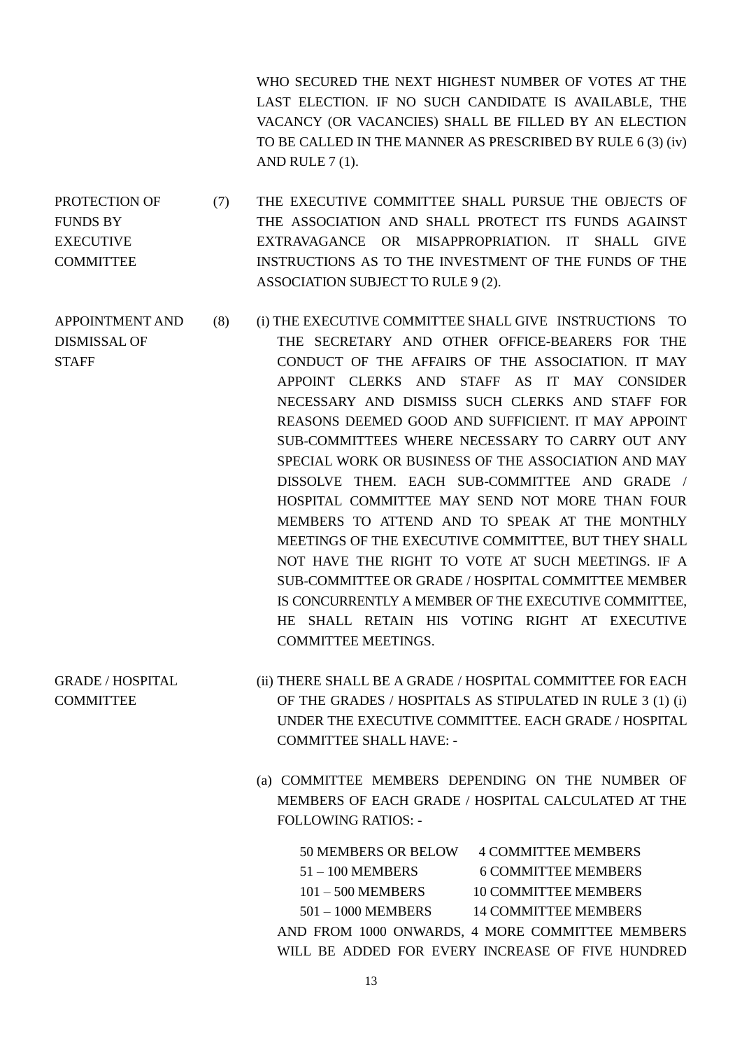WHO SECURED THE NEXT HIGHEST NUMBER OF VOTES AT THE LAST ELECTION. IF NO SUCH CANDIDATE IS AVAILABLE, THE VACANCY (OR VACANCIES) SHALL BE FILLED BY AN ELECTION TO BE CALLED IN THE MANNER AS PRESCRIBED BY RULE 6 (3) (iv) AND RULE 7 (1).

**PROTECTION OF FUNDS BY EXECUTIVE COMMITTEE**

(7) THE EXECUTIVE COMMITTEE SHALL PURSUE THE OBJECTS OF THE ASSOCIATION AND SHALL PROTECT ITS FUNDS AGAINST EXTRAVAGANCE OR MISAPPROPRIATION. IT SHALL GIVE INSTRUCTIONS AS TO THE INVESTMENT OF THE FUNDS OF THE ASSOCIATION SUBJECT TO RULE 9 (2).

**APPOINTMENT AND DISMISSAL OF STAFF**

(8) (i) THE EXECUTIVE COMMITTEE SHALL GIVE INSTRUCTIONS TO THE SECRETARY AND OTHER OFFICE-BEARERS FOR THE CONDUCT OF THE AFFAIRS OF THE ASSOCIATION. IT MAY APPOINT CLERKS AND STAFF AS IT MAY CONSIDER NECESSARY AND DISMISS SUCH CLERKS AND STAFF FOR REASONS DEEMED GOOD AND SUFFICIENT. IT MAY APPOINT SUB-COMMITTEES WHERE NECESSARY TO CARRY OUT ANY SPECIAL WORK OR BUSINESS OF THE ASSOCIATION AND MAY DISSOLVE THEM. EACH SUB-COMMITTEE AND GRADE / HOSPITAL COMMITTEE MAY SEND NOT MORE THAN FOUR MEMBERS TO ATTEND AND TO SPEAK AT THE MONTHLY MEETINGS OF THE EXECUTIVE COMMITTEE, BUT THEY SHALL NOT HAVE THE RIGHT TO VOTE AT SUCH MEETINGS. IF A SUB-COMMITTEE OR GRADE / HOSPITAL COMMITTEE MEMBER IS CONCURRENTLY A MEMBER OF THE EXECUTIVE COMMITTEE, HE SHALL RETAIN HIS VOTING RIGHT AT EXECUTIVE COMMITTEE MEETINGS.

**GRADE / HOSPITAL COMMITTEE**

(ii) THERE SHALL BE A GRADE / HOSPITAL COMMITTEE FOR EACH OF THE GRADES / HOSPITALS AS STIPULATED IN RULE 3 (1) (i) UNDER THE EXECUTIVE COMMITTEE. EACH GRADE / HOSPITAL COMMITTEE SHALL HAVE: -

(a) COMMITTEE MEMBERS DEPENDING ON THE NUMBER OF MEMBERS OF EACH GRADE / HOSPITAL CALCULATED AT THE FOLLOWING RATIOS: -

| | |
|---|---|
| 50 MEMBERS OR BELOW | 4 COMMITTEE MEMBERS |
| 51 – 100 MEMBERS | 6 COMMITTEE MEMBERS |
| 101 – 500 MEMBERS | 10 COMMITTEE MEMBERS |
| 501 – 1000 MEMBERS | 14 COMMITTEE MEMBERS |

AND FROM 1000 ONWARDS, 4 MORE COMMITTEE MEMBERS WILL BE ADDED FOR EVERY INCREASE OF FIVE HUNDRED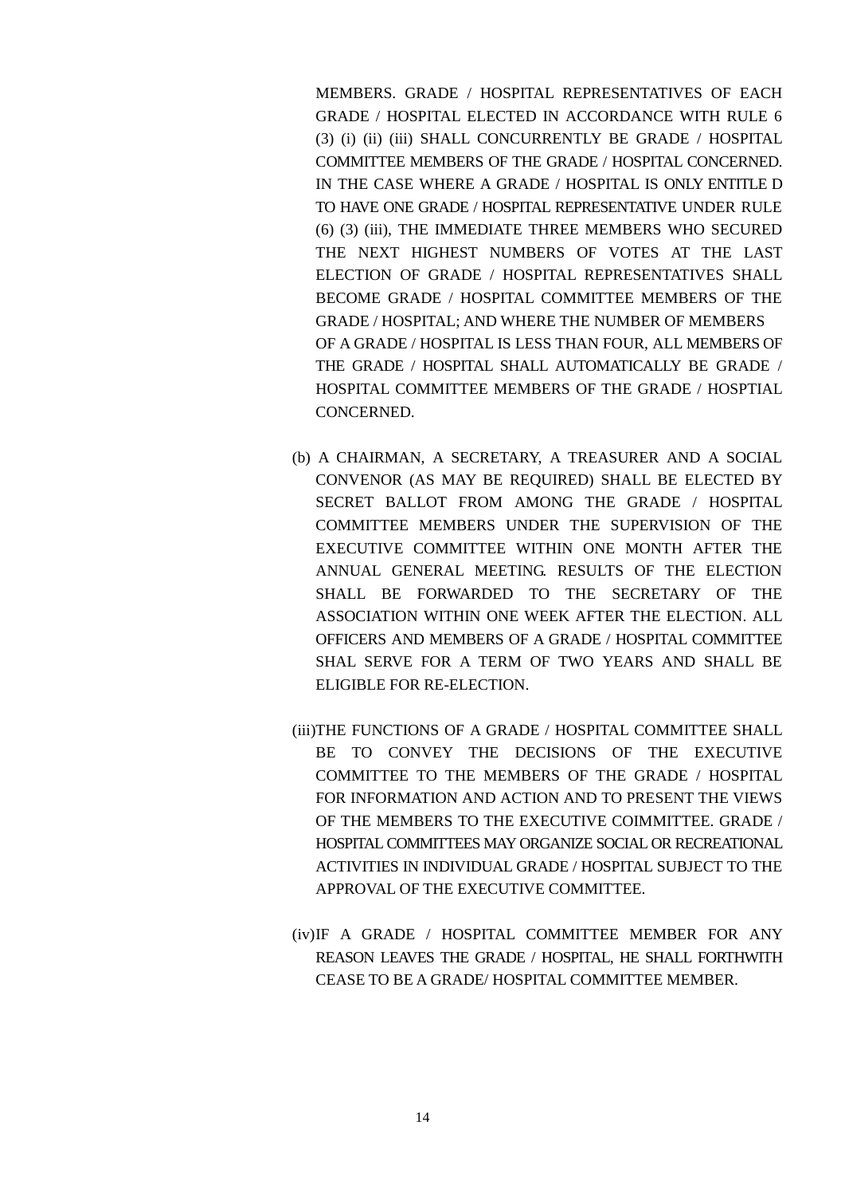MEMBERS. GRADE / HOSPITAL REPRESENTATIVES OF EACH GRADE / HOSPITAL ELECTED IN ACCORDANCE WITH RULE 6 (3) (i) (ii) (iii) SHALL CONCURRENTLY BE GRADE / HOSPITAL COMMITTEE MEMBERS OF THE GRADE / HOSPITAL CONCERNED. IN THE CASE WHERE A GRADE / HOSPITAL IS ONLY ENTITLE D TO HAVE ONE GRADE / HOSPITAL REPRESENTATIVE UNDER RULE (6) (3) (iii), THE IMMEDIATE THREE MEMBERS WHO SECURED THE NEXT HIGHEST NUMBERS OF VOTES AT THE LAST ELECTION OF GRADE / HOSPITAL REPRESENTATIVES SHALL BECOME GRADE / HOSPITAL COMMITTEE MEMBERS OF THE GRADE / HOSPITAL; AND WHERE THE NUMBER OF MEMBERS OF A GRADE / HOSPITAL IS LESS THAN FOUR, ALL MEMBERS OF THE GRADE / HOSPITAL SHALL AUTOMATICALLY BE GRADE / HOSPITAL COMMITTEE MEMBERS OF THE GRADE / HOSPTIAL CONCERNED.

(b) A CHAIRMAN, A SECRETARY, A TREASURER AND A SOCIAL CONVENOR (AS MAY BE REQUIRED) SHALL BE ELECTED BY SECRET BALLOT FROM AMONG THE GRADE / HOSPITAL COMMITTEE MEMBERS UNDER THE SUPERVISION OF THE EXECUTIVE COMMITTEE WITHIN ONE MONTH AFTER THE ANNUAL GENERAL MEETING. RESULTS OF THE ELECTION SHALL BE FORWARDED TO THE SECRETARY OF THE ASSOCIATION WITHIN ONE WEEK AFTER THE ELECTION. ALL OFFICERS AND MEMBERS OF A GRADE / HOSPITAL COMMITTEE SHAL SERVE FOR A TERM OF TWO YEARS AND SHALL BE ELIGIBLE FOR RE-ELECTION.

(iii) THE FUNCTIONS OF A GRADE / HOSPITAL COMMITTEE SHALL BE TO CONVEY THE DECISIONS OF THE EXECUTIVE COMMITTEE TO THE MEMBERS OF THE GRADE / HOSPITAL FOR INFORMATION AND ACTION AND TO PRESENT THE VIEWS OF THE MEMBERS TO THE EXECUTIVE COIMMITTEE. GRADE / HOSPITAL COMMITTEES MAY ORGANIZE SOCIAL OR RECREATIONAL ACTIVITIES IN INDIVIDUAL GRADE / HOSPITAL SUBJECT TO THE APPROVAL OF THE EXECUTIVE COMMITTEE.

(iv) IF A GRADE / HOSPITAL COMMITTEE MEMBER FOR ANY REASON LEAVES THE GRADE / HOSPITAL, HE SHALL FORTHWITH CEASE TO BE A GRADE/ HOSPITAL COMMITTEE MEMBER.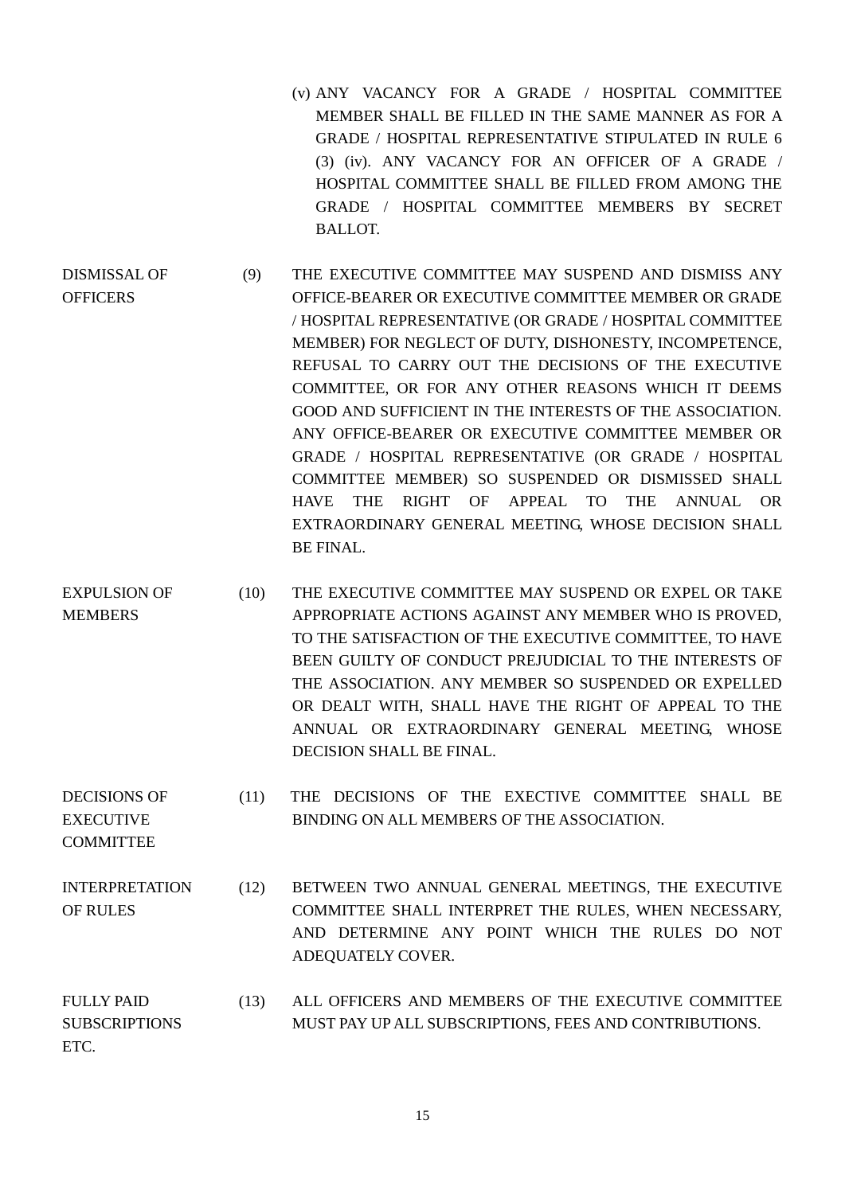(v) ANY VACANCY FOR A GRADE / HOSPITAL COMMITTEE MEMBER SHALL BE FILLED IN THE SAME MANNER AS FOR A GRADE / HOSPITAL REPRESENTATIVE STIPULATED IN RULE 6 (3) (iv). ANY VACANCY FOR AN OFFICER OF A GRADE / HOSPITAL COMMITTEE SHALL BE FILLED FROM AMONG THE GRADE / HOSPITAL COMMITTEE MEMBERS BY SECRET BALLOT.

**DISMISSAL OF OFFICERS**

(9) THE EXECUTIVE COMMITTEE MAY SUSPEND AND DISMISS ANY OFFICE-BEARER OR EXECUTIVE COMMITTEE MEMBER OR GRADE / HOSPITAL REPRESENTATIVE (OR GRADE / HOSPITAL COMMITTEE MEMBER) FOR NEGLECT OF DUTY, DISHONESTY, INCOMPETENCE, REFUSAL TO CARRY OUT THE DECISIONS OF THE EXECUTIVE COMMITTEE, OR FOR ANY OTHER REASONS WHICH IT DEEMS GOOD AND SUFFICIENT IN THE INTERESTS OF THE ASSOCIATION. ANY OFFICE-BEARER OR EXECUTIVE COMMITTEE MEMBER OR GRADE / HOSPITAL REPRESENTATIVE (OR GRADE / HOSPITAL COMMITTEE MEMBER) SO SUSPENDED OR DISMISSED SHALL HAVE THE RIGHT OF APPEAL TO THE ANNUAL OR EXTRAORDINARY GENERAL MEETING, WHOSE DECISION SHALL BE FINAL.

**EXPULSION OF MEMBERS**

(10) THE EXECUTIVE COMMITTEE MAY SUSPEND OR EXPEL OR TAKE APPROPRIATE ACTIONS AGAINST ANY MEMBER WHO IS PROVED, TO THE SATISFACTION OF THE EXECUTIVE COMMITTEE, TO HAVE BEEN GUILTY OF CONDUCT PREJUDICIAL TO THE INTERESTS OF THE ASSOCIATION. ANY MEMBER SO SUSPENDED OR EXPELLED OR DEALT WITH, SHALL HAVE THE RIGHT OF APPEAL TO THE ANNUAL OR EXTRAORDINARY GENERAL MEETING, WHOSE DECISION SHALL BE FINAL.

**DECISIONS OF EXECUTIVE COMMITTEE**

(11) THE DECISIONS OF THE EXECTIVE COMMITTEE SHALL BE BINDING ON ALL MEMBERS OF THE ASSOCIATION.

**INTERPRETATION OF RULES**

(12) BETWEEN TWO ANNUAL GENERAL MEETINGS, THE EXECUTIVE COMMITTEE SHALL INTERPRET THE RULES, WHEN NECESSARY, AND DETERMINE ANY POINT WHICH THE RULES DO NOT ADEQUATELY COVER.

**FULLY PAID SUBSCRIPTIONS ETC.**

(13) ALL OFFICERS AND MEMBERS OF THE EXECUTIVE COMMITTEE MUST PAY UP ALL SUBSCRIPTIONS, FEES AND CONTRIBUTIONS.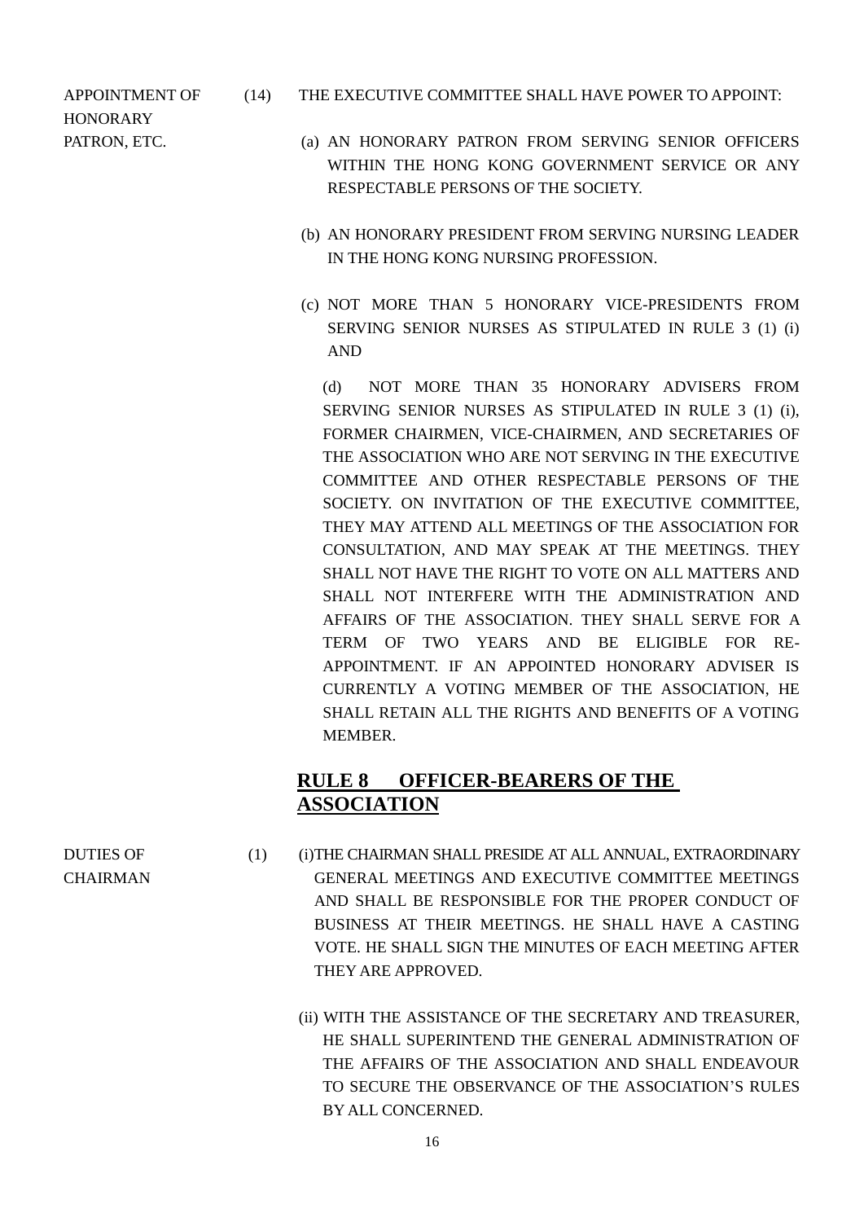APPOINTMENT OF HONORARY PATRON, ETC.

(14) THE EXECUTIVE COMMITTEE SHALL HAVE POWER TO APPOINT:

(a) AN HONORARY PATRON FROM SERVING SENIOR OFFICERS WITHIN THE HONG KONG GOVERNMENT SERVICE OR ANY RESPECTABLE PERSONS OF THE SOCIETY.

(b) AN HONORARY PRESIDENT FROM SERVING NURSING LEADER IN THE HONG KONG NURSING PROFESSION.

(c) NOT MORE THAN 5 HONORARY VICE-PRESIDENTS FROM SERVING SENIOR NURSES AS STIPULATED IN RULE 3 (1) (i) AND

(d) NOT MORE THAN 35 HONORARY ADVISERS FROM SERVING SENIOR NURSES AS STIPULATED IN RULE 3 (1) (i), FORMER CHAIRMEN, VICE-CHAIRMEN, AND SECRETARIES OF THE ASSOCIATION WHO ARE NOT SERVING IN THE EXECUTIVE COMMITTEE AND OTHER RESPECTABLE PERSONS OF THE SOCIETY. ON INVITATION OF THE EXECUTIVE COMMITTEE, THEY MAY ATTEND ALL MEETINGS OF THE ASSOCIATION FOR CONSULTATION, AND MAY SPEAK AT THE MEETINGS. THEY SHALL NOT HAVE THE RIGHT TO VOTE ON ALL MATTERS AND SHALL NOT INTERFERE WITH THE ADMINISTRATION AND AFFAIRS OF THE ASSOCIATION. THEY SHALL SERVE FOR A TERM OF TWO YEARS AND BE ELIGIBLE FOR RE-APPOINTMENT. IF AN APPOINTED HONORARY ADVISER IS CURRENTLY A VOTING MEMBER OF THE ASSOCIATION, HE SHALL RETAIN ALL THE RIGHTS AND BENEFITS OF A VOTING MEMBER.

## RULE 8 OFFICER-BEARERS OF THE ASSOCIATION

DUTIES OF CHAIRMAN

(1) (i) THE CHAIRMAN SHALL PRESIDE AT ALL ANNUAL, EXTRAORDINARY GENERAL MEETINGS AND EXECUTIVE COMMITTEE MEETINGS AND SHALL BE RESPONSIBLE FOR THE PROPER CONDUCT OF BUSINESS AT THEIR MEETINGS. HE SHALL HAVE A CASTING VOTE. HE SHALL SIGN THE MINUTES OF EACH MEETING AFTER THEY ARE APPROVED.

(ii) WITH THE ASSISTANCE OF THE SECRETARY AND TREASURER, HE SHALL SUPERINTEND THE GENERAL ADMINISTRATION OF THE AFFAIRS OF THE ASSOCIATION AND SHALL ENDEAVOUR TO SECURE THE OBSERVANCE OF THE ASSOCIATION'S RULES BY ALL CONCERNED.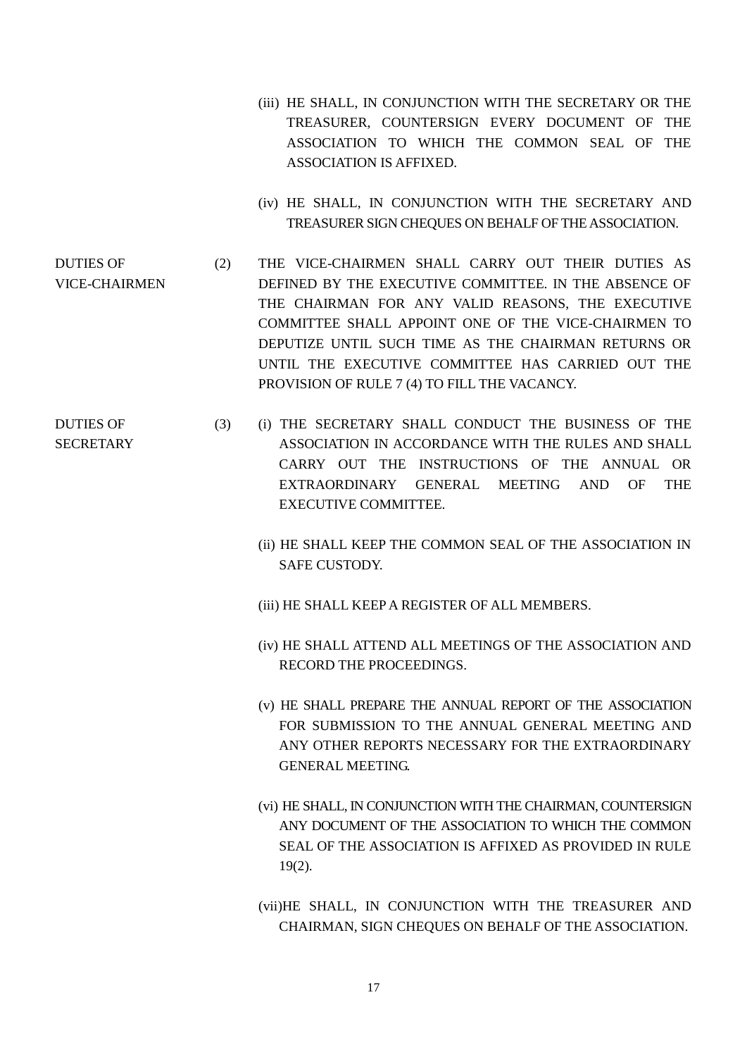(iii) HE SHALL, IN CONJUNCTION WITH THE SECRETARY OR THE TREASURER, COUNTERSIGN EVERY DOCUMENT OF THE ASSOCIATION TO WHICH THE COMMON SEAL OF THE ASSOCIATION IS AFFIXED.

(iv) HE SHALL, IN CONJUNCTION WITH THE SECRETARY AND TREASURER SIGN CHEQUES ON BEHALF OF THE ASSOCIATION.

**DUTIES OF VICE-CHAIRMEN**

(2) THE VICE-CHAIRMEN SHALL CARRY OUT THEIR DUTIES AS DEFINED BY THE EXECUTIVE COMMITTEE. IN THE ABSENCE OF THE CHAIRMAN FOR ANY VALID REASONS, THE EXECUTIVE COMMITTEE SHALL APPOINT ONE OF THE VICE-CHAIRMEN TO DEPUTIZE UNTIL SUCH TIME AS THE CHAIRMAN RETURNS OR UNTIL THE EXECUTIVE COMMITTEE HAS CARRIED OUT THE PROVISION OF RULE 7 (4) TO FILL THE VACANCY.

**DUTIES OF SECRETARY**

(3) (i) THE SECRETARY SHALL CONDUCT THE BUSINESS OF THE ASSOCIATION IN ACCORDANCE WITH THE RULES AND SHALL CARRY OUT THE INSTRUCTIONS OF THE ANNUAL OR EXTRAORDINARY GENERAL MEETING AND OF THE EXECUTIVE COMMITTEE.

(ii) HE SHALL KEEP THE COMMON SEAL OF THE ASSOCIATION IN SAFE CUSTODY.

(iii) HE SHALL KEEP A REGISTER OF ALL MEMBERS.

(iv) HE SHALL ATTEND ALL MEETINGS OF THE ASSOCIATION AND RECORD THE PROCEEDINGS.

(v) HE SHALL PREPARE THE ANNUAL REPORT OF THE ASSOCIATION FOR SUBMISSION TO THE ANNUAL GENERAL MEETING AND ANY OTHER REPORTS NECESSARY FOR THE EXTRAORDINARY GENERAL MEETING.

(vi) HE SHALL, IN CONJUNCTION WITH THE CHAIRMAN, COUNTERSIGN ANY DOCUMENT OF THE ASSOCIATION TO WHICH THE COMMON SEAL OF THE ASSOCIATION IS AFFIXED AS PROVIDED IN RULE 19(2).

(vii) HE SHALL, IN CONJUNCTION WITH THE TREASURER AND CHAIRMAN, SIGN CHEQUES ON BEHALF OF THE ASSOCIATION.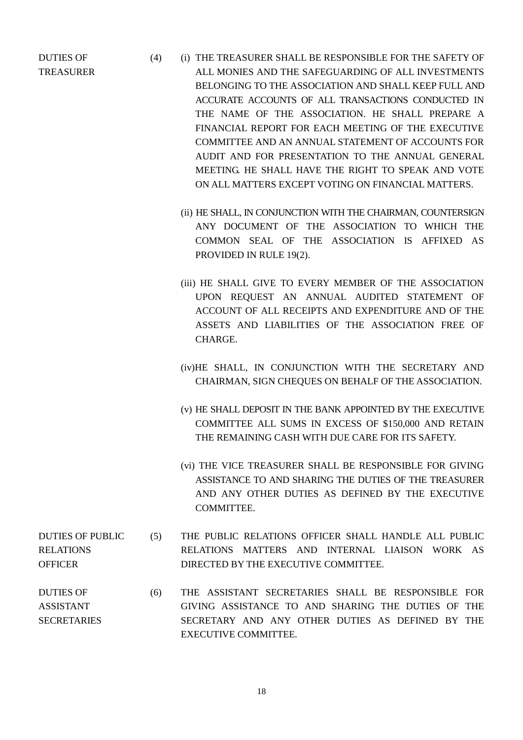**DUTIES OF TREASURER**

(4) (i) THE TREASURER SHALL BE RESPONSIBLE FOR THE SAFETY OF ALL MONIES AND THE SAFEGUARDING OF ALL INVESTMENTS BELONGING TO THE ASSOCIATION AND SHALL KEEP FULL AND ACCURATE ACCOUNTS OF ALL TRANSACTIONS CONDUCTED IN THE NAME OF THE ASSOCIATION. HE SHALL PREPARE A FINANCIAL REPORT FOR EACH MEETING OF THE EXECUTIVE COMMITTEE AND AN ANNUAL STATEMENT OF ACCOUNTS FOR AUDIT AND FOR PRESENTATION TO THE ANNUAL GENERAL MEETING. HE SHALL HAVE THE RIGHT TO SPEAK AND VOTE ON ALL MATTERS EXCEPT VOTING ON FINANCIAL MATTERS.

(ii) HE SHALL, IN CONJUNCTION WITH THE CHAIRMAN, COUNTERSIGN ANY DOCUMENT OF THE ASSOCIATION TO WHICH THE COMMON SEAL OF THE ASSOCIATION IS AFFIXED AS PROVIDED IN RULE 19(2).

(iii) HE SHALL GIVE TO EVERY MEMBER OF THE ASSOCIATION UPON REQUEST AN ANNUAL AUDITED STATEMENT OF ACCOUNT OF ALL RECEIPTS AND EXPENDITURE AND OF THE ASSETS AND LIABILITIES OF THE ASSOCIATION FREE OF CHARGE.

(iv) HE SHALL, IN CONJUNCTION WITH THE SECRETARY AND CHAIRMAN, SIGN CHEQUES ON BEHALF OF THE ASSOCIATION.

(v) HE SHALL DEPOSIT IN THE BANK APPOINTED BY THE EXECUTIVE COMMITTEE ALL SUMS IN EXCESS OF $150,000 AND RETAIN THE REMAINING CASH WITH DUE CARE FOR ITS SAFETY.

(vi) THE VICE TREASURER SHALL BE RESPONSIBLE FOR GIVING ASSISTANCE TO AND SHARING THE DUTIES OF THE TREASURER AND ANY OTHER DUTIES AS DEFINED BY THE EXECUTIVE COMMITTEE.

**DUTIES OF PUBLIC RELATIONS OFFICER**

(5) THE PUBLIC RELATIONS OFFICER SHALL HANDLE ALL PUBLIC RELATIONS MATTERS AND INTERNAL LIAISON WORK AS DIRECTED BY THE EXECUTIVE COMMITTEE.

**DUTIES OF ASSISTANT SECRETARIES**

(6) THE ASSISTANT SECRETARIES SHALL BE RESPONSIBLE FOR GIVING ASSISTANCE TO AND SHARING THE DUTIES OF THE SECRETARY AND ANY OTHER DUTIES AS DEFINED BY THE EXECUTIVE COMMITTEE.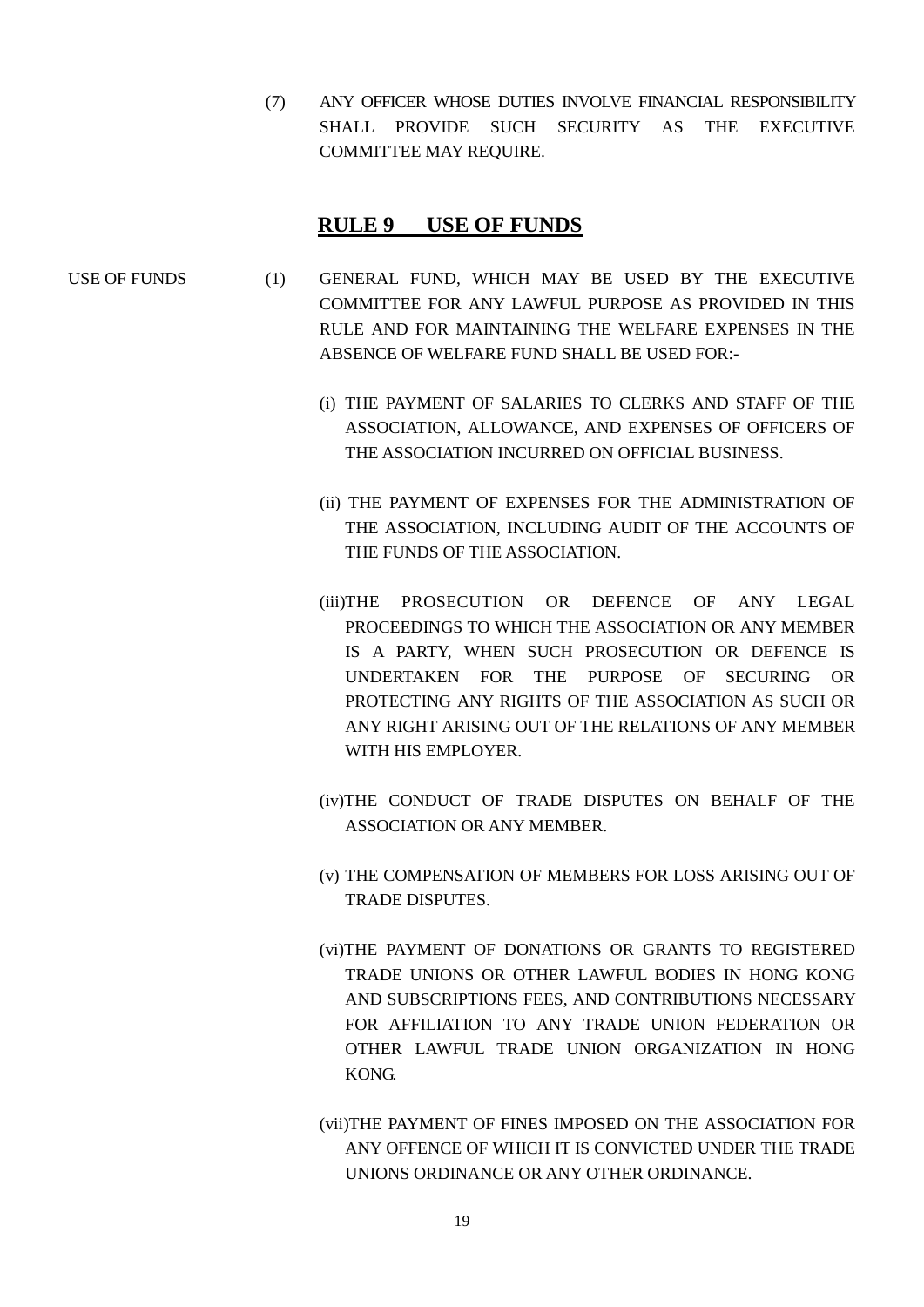(7) ANY OFFICER WHOSE DUTIES INVOLVE FINANCIAL RESPONSIBILITY SHALL PROVIDE SUCH SECURITY AS THE EXECUTIVE COMMITTEE MAY REQUIRE.

## RULE 9 USE OF FUNDS

USE OF FUNDS

(1) GENERAL FUND, WHICH MAY BE USED BY THE EXECUTIVE COMMITTEE FOR ANY LAWFUL PURPOSE AS PROVIDED IN THIS RULE AND FOR MAINTAINING THE WELFARE EXPENSES IN THE ABSENCE OF WELFARE FUND SHALL BE USED FOR:-

(i) THE PAYMENT OF SALARIES TO CLERKS AND STAFF OF THE ASSOCIATION, ALLOWANCE, AND EXPENSES OF OFFICERS OF THE ASSOCIATION INCURRED ON OFFICIAL BUSINESS.

(ii) THE PAYMENT OF EXPENSES FOR THE ADMINISTRATION OF THE ASSOCIATION, INCLUDING AUDIT OF THE ACCOUNTS OF THE FUNDS OF THE ASSOCIATION.

(iii) THE PROSECUTION OR DEFENCE OF ANY LEGAL PROCEEDINGS TO WHICH THE ASSOCIATION OR ANY MEMBER IS A PARTY, WHEN SUCH PROSECUTION OR DEFENCE IS UNDERTAKEN FOR THE PURPOSE OF SECURING OR PROTECTING ANY RIGHTS OF THE ASSOCIATION AS SUCH OR ANY RIGHT ARISING OUT OF THE RELATIONS OF ANY MEMBER WITH HIS EMPLOYER.

(iv) THE CONDUCT OF TRADE DISPUTES ON BEHALF OF THE ASSOCIATION OR ANY MEMBER.

(v) THE COMPENSATION OF MEMBERS FOR LOSS ARISING OUT OF TRADE DISPUTES.

(vi) THE PAYMENT OF DONATIONS OR GRANTS TO REGISTERED TRADE UNIONS OR OTHER LAWFUL BODIES IN HONG KONG AND SUBSCRIPTIONS FEES, AND CONTRIBUTIONS NECESSARY FOR AFFILIATION TO ANY TRADE UNION FEDERATION OR OTHER LAWFUL TRADE UNION ORGANIZATION IN HONG KONG.

(vii) THE PAYMENT OF FINES IMPOSED ON THE ASSOCIATION FOR ANY OFFENCE OF WHICH IT IS CONVICTED UNDER THE TRADE UNIONS ORDINANCE OR ANY OTHER ORDINANCE.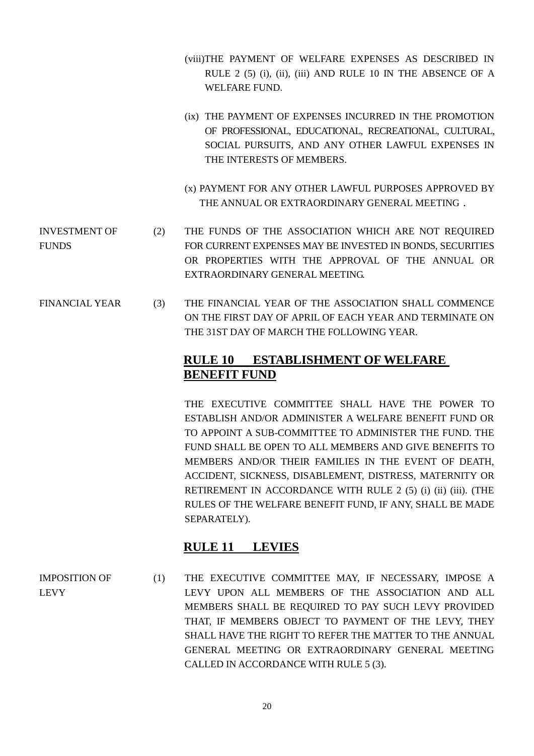(viii) THE PAYMENT OF WELFARE EXPENSES AS DESCRIBED IN RULE 2 (5) (i), (ii), (iii) AND RULE 10 IN THE ABSENCE OF A WELFARE FUND.

(ix) THE PAYMENT OF EXPENSES INCURRED IN THE PROMOTION OF PROFESSIONAL, EDUCATIONAL, RECREATIONAL, CULTURAL, SOCIAL PURSUITS, AND ANY OTHER LAWFUL EXPENSES IN THE INTERESTS OF MEMBERS.

(x) PAYMENT FOR ANY OTHER LAWFUL PURPOSES APPROVED BY THE ANNUAL OR EXTRAORDINARY GENERAL MEETING .

INVESTMENT OF FUNDS

(2) THE FUNDS OF THE ASSOCIATION WHICH ARE NOT REQUIRED FOR CURRENT EXPENSES MAY BE INVESTED IN BONDS, SECURITIES OR PROPERTIES WITH THE APPROVAL OF THE ANNUAL OR EXTRAORDINARY GENERAL MEETING.

FINANCIAL YEAR

(3) THE FINANCIAL YEAR OF THE ASSOCIATION SHALL COMMENCE ON THE FIRST DAY OF APRIL OF EACH YEAR AND TERMINATE ON THE 31ST DAY OF MARCH THE FOLLOWING YEAR.

## RULE 10 ESTABLISHMENT OF WELFARE BENEFIT FUND

THE EXECUTIVE COMMITTEE SHALL HAVE THE POWER TO ESTABLISH AND/OR ADMINISTER A WELFARE BENEFIT FUND OR TO APPOINT A SUB-COMMITTEE TO ADMINISTER THE FUND. THE FUND SHALL BE OPEN TO ALL MEMBERS AND GIVE BENEFITS TO MEMBERS AND/OR THEIR FAMILIES IN THE EVENT OF DEATH, ACCIDENT, SICKNESS, DISABLEMENT, DISTRESS, MATERNITY OR RETIREMENT IN ACCORDANCE WITH RULE 2 (5) (i) (ii) (iii). (THE RULES OF THE WELFARE BENEFIT FUND, IF ANY, SHALL BE MADE SEPARATELY).

## RULE 11 LEVIES

IMPOSITION OF LEVY

(1) THE EXECUTIVE COMMITTEE MAY, IF NECESSARY, IMPOSE A LEVY UPON ALL MEMBERS OF THE ASSOCIATION AND ALL MEMBERS SHALL BE REQUIRED TO PAY SUCH LEVY PROVIDED THAT, IF MEMBERS OBJECT TO PAYMENT OF THE LEVY, THEY SHALL HAVE THE RIGHT TO REFER THE MATTER TO THE ANNUAL GENERAL MEETING OR EXTRAORDINARY GENERAL MEETING CALLED IN ACCORDANCE WITH RULE 5 (3).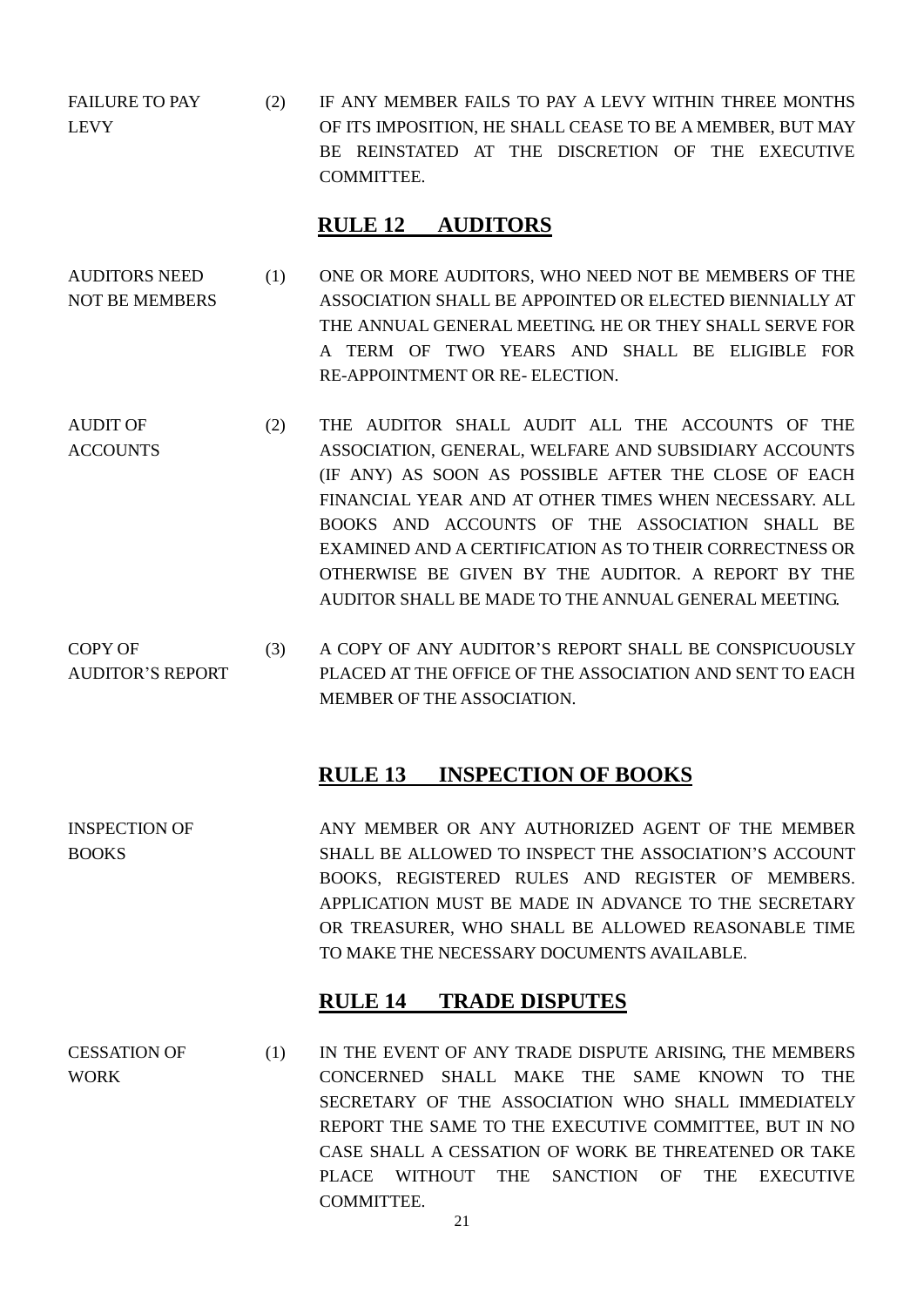**FAILURE TO PAY LEVY**

(2) IF ANY MEMBER FAILS TO PAY A LEVY WITHIN THREE MONTHS OF ITS IMPOSITION, HE SHALL CEASE TO BE A MEMBER, BUT MAY BE REINSTATED AT THE DISCRETION OF THE EXECUTIVE COMMITTEE.

## RULE 12 AUDITORS

**AUDITORS NEED NOT BE MEMBERS**

(1) ONE OR MORE AUDITORS, WHO NEED NOT BE MEMBERS OF THE ASSOCIATION SHALL BE APPOINTED OR ELECTED BIENNIALLY AT THE ANNUAL GENERAL MEETING. HE OR THEY SHALL SERVE FOR A TERM OF TWO YEARS AND SHALL BE ELIGIBLE FOR RE-APPOINTMENT OR RE- ELECTION.

**AUDIT OF ACCOUNTS**

(2) THE AUDITOR SHALL AUDIT ALL THE ACCOUNTS OF THE ASSOCIATION, GENERAL, WELFARE AND SUBSIDIARY ACCOUNTS (IF ANY) AS SOON AS POSSIBLE AFTER THE CLOSE OF EACH FINANCIAL YEAR AND AT OTHER TIMES WHEN NECESSARY. ALL BOOKS AND ACCOUNTS OF THE ASSOCIATION SHALL BE EXAMINED AND A CERTIFICATION AS TO THEIR CORRECTNESS OR OTHERWISE BE GIVEN BY THE AUDITOR. A REPORT BY THE AUDITOR SHALL BE MADE TO THE ANNUAL GENERAL MEETING.

**COPY OF AUDITOR'S REPORT**

(3) A COPY OF ANY AUDITOR'S REPORT SHALL BE CONSPICUOUSLY PLACED AT THE OFFICE OF THE ASSOCIATION AND SENT TO EACH MEMBER OF THE ASSOCIATION.

## RULE 13 INSPECTION OF BOOKS

**INSPECTION OF BOOKS**

ANY MEMBER OR ANY AUTHORIZED AGENT OF THE MEMBER SHALL BE ALLOWED TO INSPECT THE ASSOCIATION'S ACCOUNT BOOKS, REGISTERED RULES AND REGISTER OF MEMBERS. APPLICATION MUST BE MADE IN ADVANCE TO THE SECRETARY OR TREASURER, WHO SHALL BE ALLOWED REASONABLE TIME TO MAKE THE NECESSARY DOCUMENTS AVAILABLE.

## RULE 14 TRADE DISPUTES

**CESSATION OF WORK**

(1) IN THE EVENT OF ANY TRADE DISPUTE ARISING, THE MEMBERS CONCERNED SHALL MAKE THE SAME KNOWN TO THE SECRETARY OF THE ASSOCIATION WHO SHALL IMMEDIATELY REPORT THE SAME TO THE EXECUTIVE COMMITTEE, BUT IN NO CASE SHALL A CESSATION OF WORK BE THREATENED OR TAKE PLACE WITHOUT THE SANCTION OF THE EXECUTIVE COMMITTEE.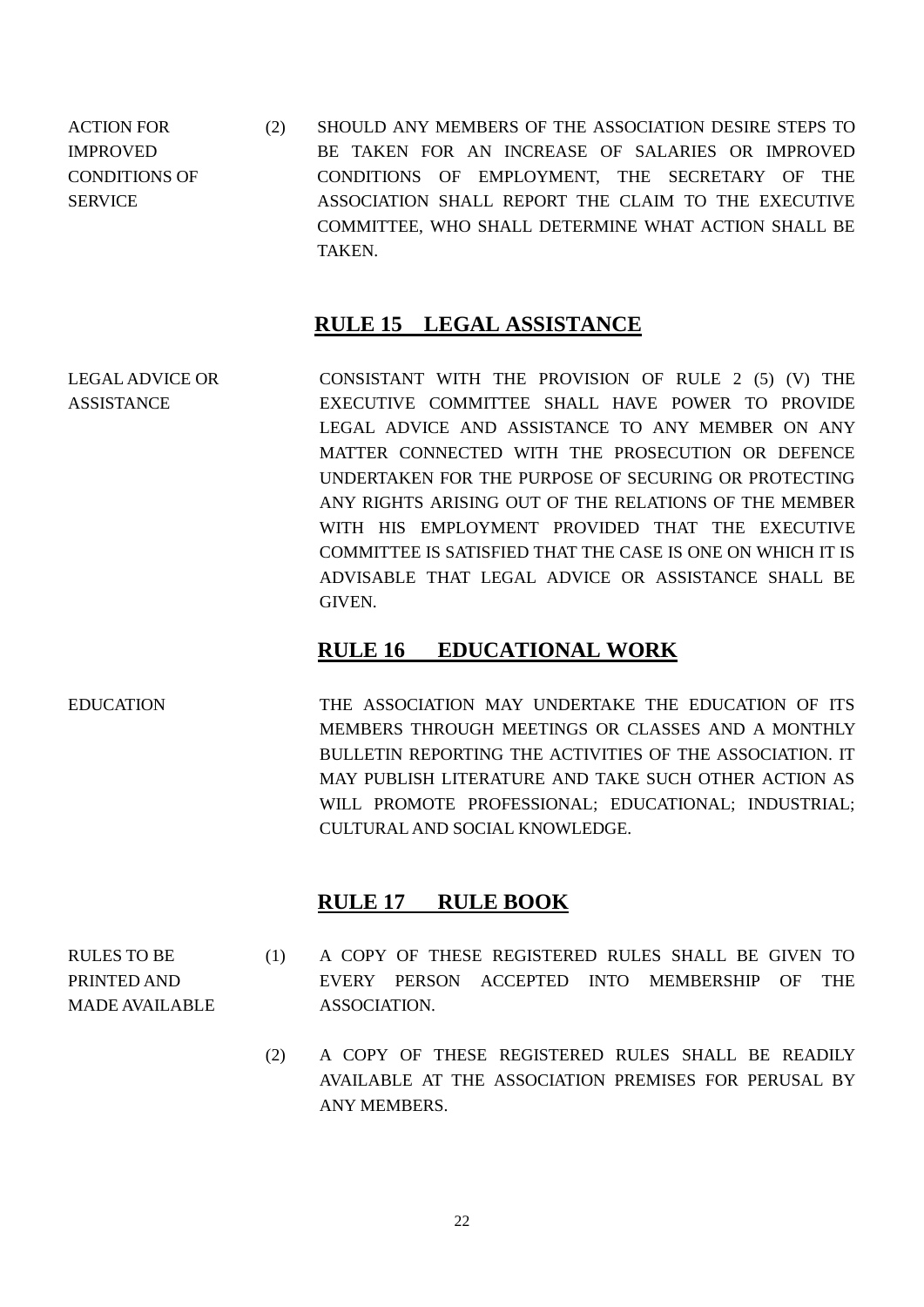ACTION FOR IMPROVED CONDITIONS OF SERVICE

(2) SHOULD ANY MEMBERS OF THE ASSOCIATION DESIRE STEPS TO BE TAKEN FOR AN INCREASE OF SALARIES OR IMPROVED CONDITIONS OF EMPLOYMENT, THE SECRETARY OF THE ASSOCIATION SHALL REPORT THE CLAIM TO THE EXECUTIVE COMMITTEE, WHO SHALL DETERMINE WHAT ACTION SHALL BE TAKEN.

## RULE 15 LEGAL ASSISTANCE

LEGAL ADVICE OR ASSISTANCE

CONSISTANT WITH THE PROVISION OF RULE 2 (5) (V) THE EXECUTIVE COMMITTEE SHALL HAVE POWER TO PROVIDE LEGAL ADVICE AND ASSISTANCE TO ANY MEMBER ON ANY MATTER CONNECTED WITH THE PROSECUTION OR DEFENCE UNDERTAKEN FOR THE PURPOSE OF SECURING OR PROTECTING ANY RIGHTS ARISING OUT OF THE RELATIONS OF THE MEMBER WITH HIS EMPLOYMENT PROVIDED THAT THE EXECUTIVE COMMITTEE IS SATISFIED THAT THE CASE IS ONE ON WHICH IT IS ADVISABLE THAT LEGAL ADVICE OR ASSISTANCE SHALL BE GIVEN.

## RULE 16 EDUCATIONAL WORK

EDUCATION

THE ASSOCIATION MAY UNDERTAKE THE EDUCATION OF ITS MEMBERS THROUGH MEETINGS OR CLASSES AND A MONTHLY BULLETIN REPORTING THE ACTIVITIES OF THE ASSOCIATION. IT MAY PUBLISH LITERATURE AND TAKE SUCH OTHER ACTION AS WILL PROMOTE PROFESSIONAL; EDUCATIONAL; INDUSTRIAL; CULTURAL AND SOCIAL KNOWLEDGE.

## RULE 17 RULE BOOK

RULES TO BE PRINTED AND MADE AVAILABLE

(1) A COPY OF THESE REGISTERED RULES SHALL BE GIVEN TO EVERY PERSON ACCEPTED INTO MEMBERSHIP OF THE ASSOCIATION.

(2) A COPY OF THESE REGISTERED RULES SHALL BE READILY AVAILABLE AT THE ASSOCIATION PREMISES FOR PERUSAL BY ANY MEMBERS.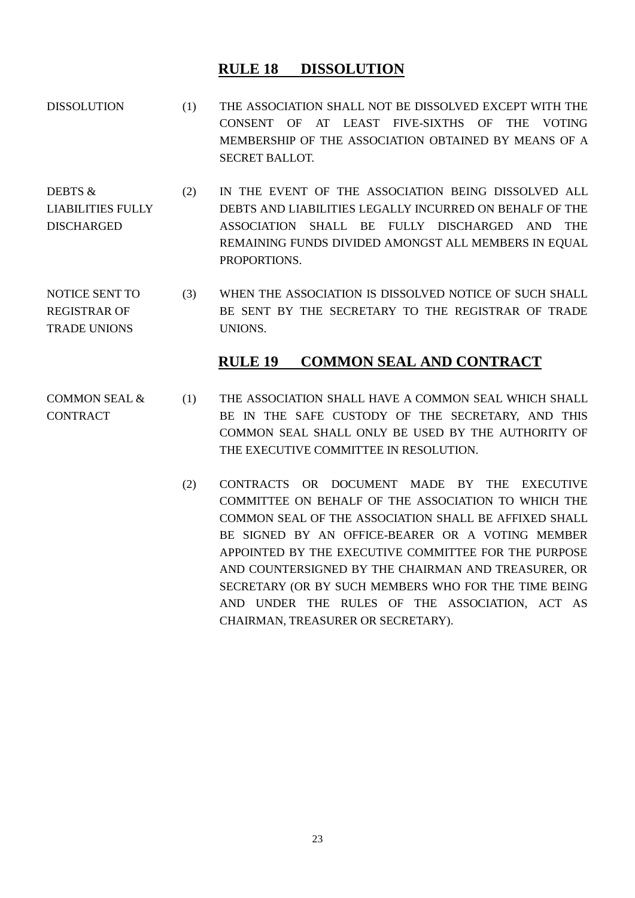## RULE 18 DISSOLUTION

DISSOLUTION

(1) THE ASSOCIATION SHALL NOT BE DISSOLVED EXCEPT WITH THE CONSENT OF AT LEAST FIVE-SIXTHS OF THE VOTING MEMBERSHIP OF THE ASSOCIATION OBTAINED BY MEANS OF A SECRET BALLOT.

DEBTS & LIABILITIES FULLY DISCHARGED

(2) IN THE EVENT OF THE ASSOCIATION BEING DISSOLVED ALL DEBTS AND LIABILITIES LEGALLY INCURRED ON BEHALF OF THE ASSOCIATION SHALL BE FULLY DISCHARGED AND THE REMAINING FUNDS DIVIDED AMONGST ALL MEMBERS IN EQUAL PROPORTIONS.

NOTICE SENT TO REGISTRAR OF TRADE UNIONS

(3) WHEN THE ASSOCIATION IS DISSOLVED NOTICE OF SUCH SHALL BE SENT BY THE SECRETARY TO THE REGISTRAR OF TRADE UNIONS.

## RULE 19 COMMON SEAL AND CONTRACT

COMMON SEAL & CONTRACT

(1) THE ASSOCIATION SHALL HAVE A COMMON SEAL WHICH SHALL BE IN THE SAFE CUSTODY OF THE SECRETARY, AND THIS COMMON SEAL SHALL ONLY BE USED BY THE AUTHORITY OF THE EXECUTIVE COMMITTEE IN RESOLUTION.

(2) CONTRACTS OR DOCUMENT MADE BY THE EXECUTIVE COMMITTEE ON BEHALF OF THE ASSOCIATION TO WHICH THE COMMON SEAL OF THE ASSOCIATION SHALL BE AFFIXED SHALL BE SIGNED BY AN OFFICE-BEARER OR A VOTING MEMBER APPOINTED BY THE EXECUTIVE COMMITTEE FOR THE PURPOSE AND COUNTERSIGNED BY THE CHAIRMAN AND TREASURER, OR SECRETARY (OR BY SUCH MEMBERS WHO FOR THE TIME BEING AND UNDER THE RULES OF THE ASSOCIATION, ACT AS CHAIRMAN, TREASURER OR SECRETARY).